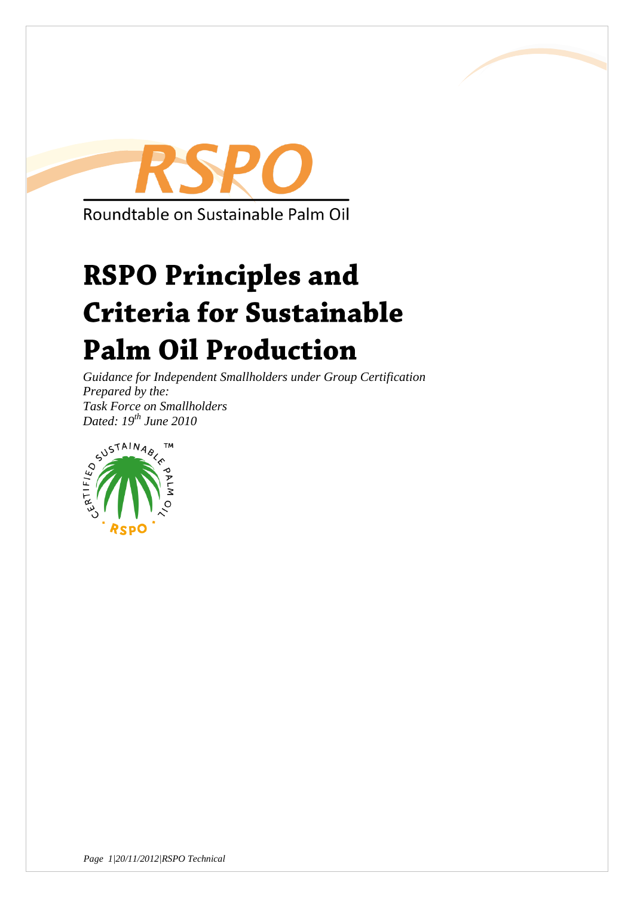RSPO

Roundtable on Sustainable Palm Oil

# RSPO Principles and Criteria for Sustainable Palm Oil Production

*Guidance for Independent Smallholders under Group Certification*
*Prepared by the:*
*Task Force on Smallholders*
*Dated: 19th June 2010*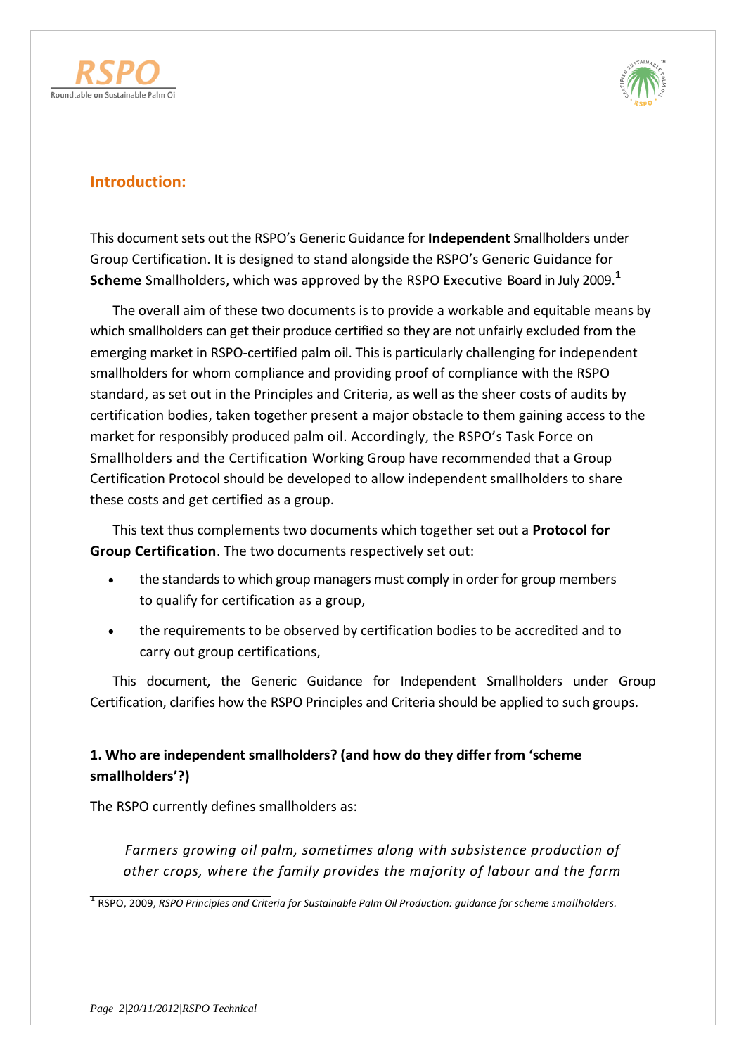## Introduction:

This document sets out the RSPO's Generic Guidance for **Independent** Smallholders under Group Certification. It is designed to stand alongside the RSPO's Generic Guidance for **Scheme** Smallholders, which was approved by the RSPO Executive Board in July 2009.[1]

The overall aim of these two documents is to provide a workable and equitable means by which smallholders can get their produce certified so they are not unfairly excluded from the emerging market in RSPO-certified palm oil. This is particularly challenging for independent smallholders for whom compliance and providing proof of compliance with the RSPO standard, as set out in the Principles and Criteria, as well as the sheer costs of audits by certification bodies, taken together present a major obstacle to them gaining access to the market for responsibly produced palm oil. Accordingly, the RSPO's Task Force on Smallholders and the Certification Working Group have recommended that a Group Certification Protocol should be developed to allow independent smallholders to share these costs and get certified as a group.

This text thus complements two documents which together set out a **Protocol for Group Certification**. The two documents respectively set out:

- the standards to which group managers must comply in order for group members to qualify for certification as a group,
- the requirements to be observed by certification bodies to be accredited and to carry out group certifications,

This document, the Generic Guidance for Independent Smallholders under Group Certification, clarifies how the RSPO Principles and Criteria should be applied to such groups.

### 1. Who are independent smallholders? (and how do they differ from 'scheme smallholders'?)

The RSPO currently defines smallholders as:

> *Farmers growing oil palm, sometimes along with subsistence production of other crops, where the family provides the majority of labour and the farm*

[1] RSPO, 2009, *RSPO Principles and Criteria for Sustainable Palm Oil Production: guidance for scheme smallholders.*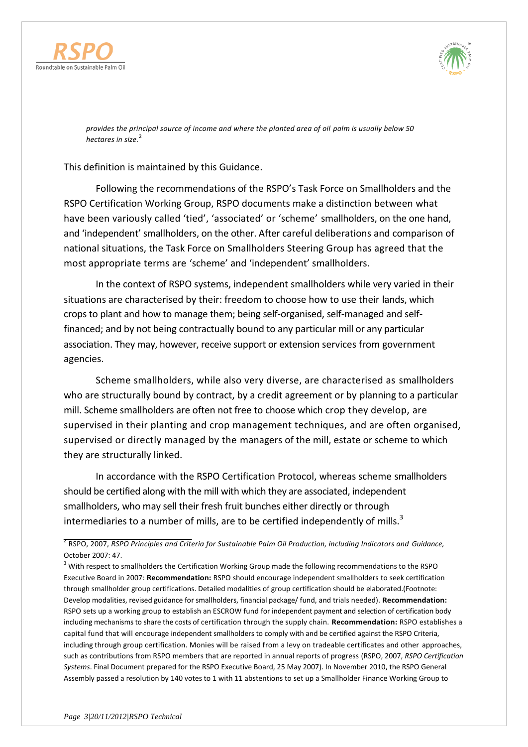*provides the principal source of income and where the planted area of oil palm is usually below 50 hectares in size.*[2]

This definition is maintained by this Guidance.

Following the recommendations of the RSPO's Task Force on Smallholders and the RSPO Certification Working Group, RSPO documents make a distinction between what have been variously called 'tied', 'associated' or 'scheme' smallholders, on the one hand, and 'independent' smallholders, on the other. After careful deliberations and comparison of national situations, the Task Force on Smallholders Steering Group has agreed that the most appropriate terms are 'scheme' and 'independent' smallholders.

In the context of RSPO systems, independent smallholders while very varied in their situations are characterised by their: freedom to choose how to use their lands, which crops to plant and how to manage them; being self-organised, self-managed and self-financed; and by not being contractually bound to any particular mill or any particular association. They may, however, receive support or extension services from government agencies.

Scheme smallholders, while also very diverse, are characterised as smallholders who are structurally bound by contract, by a credit agreement or by planning to a particular mill. Scheme smallholders are often not free to choose which crop they develop, are supervised in their planting and crop management techniques, and are often organised, supervised or directly managed by the managers of the mill, estate or scheme to which they are structurally linked.

In accordance with the RSPO Certification Protocol, whereas scheme smallholders should be certified along with the mill with which they are associated, independent smallholders, who may sell their fresh fruit bunches either directly or through intermediaries to a number of mills, are to be certified independently of mills.[3]

---

[2] RSPO, 2007, *RSPO Principles and Criteria for Sustainable Palm Oil Production, including Indicators and Guidance,* October 2007: 47.

[3] With respect to smallholders the Certification Working Group made the following recommendations to the RSPO Executive Board in 2007: **Recommendation:** RSPO should encourage independent smallholders to seek certification through smallholder group certifications. Detailed modalities of group certification should be elaborated.(Footnote: Develop modalities, revised guidance for smallholders, financial package/ fund, and trials needed). **Recommendation:** RSPO sets up a working group to establish an ESCROW fund for independent payment and selection of certification body including mechanisms to share the costs of certification through the supply chain. **Recommendation:** RSPO establishes a capital fund that will encourage independent smallholders to comply with and be certified against the RSPO Criteria, including through group certification. Monies will be raised from a levy on tradeable certificates and other approaches, such as contributions from RSPO members that are reported in annual reports of progress (RSPO, 2007, *RSPO Certification Systems*. Final Document prepared for the RSPO Executive Board, 25 May 2007). In November 2010, the RSPO General Assembly passed a resolution by 140 votes to 1 with 11 abstentions to set up a Smallholder Finance Working Group to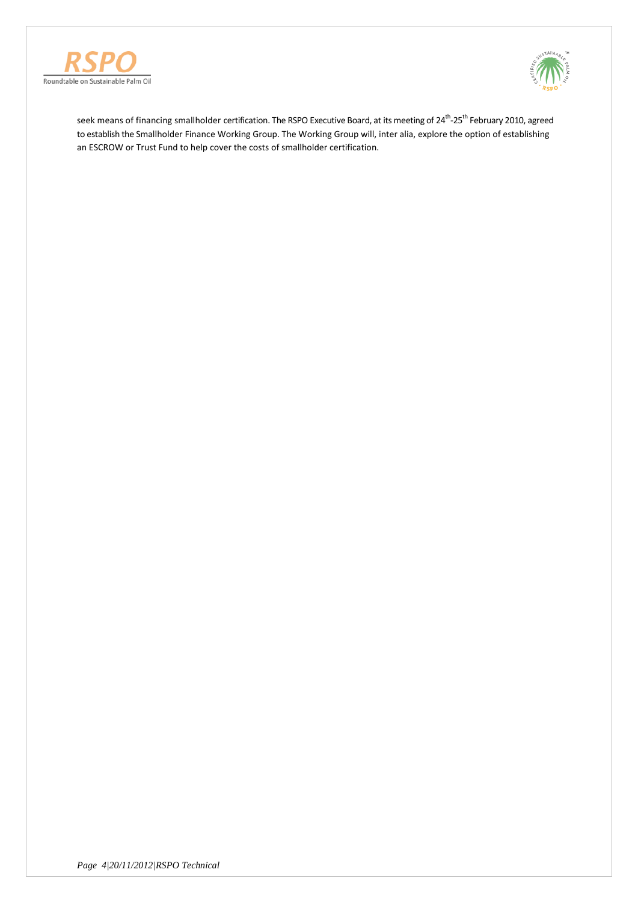seek means of financing smallholder certification. The RSPO Executive Board, at its meeting of 24th-25th February 2010, agreed to establish the Smallholder Finance Working Group. The Working Group will, inter alia, explore the option of establishing an ESCROW or Trust Fund to help cover the costs of smallholder certification.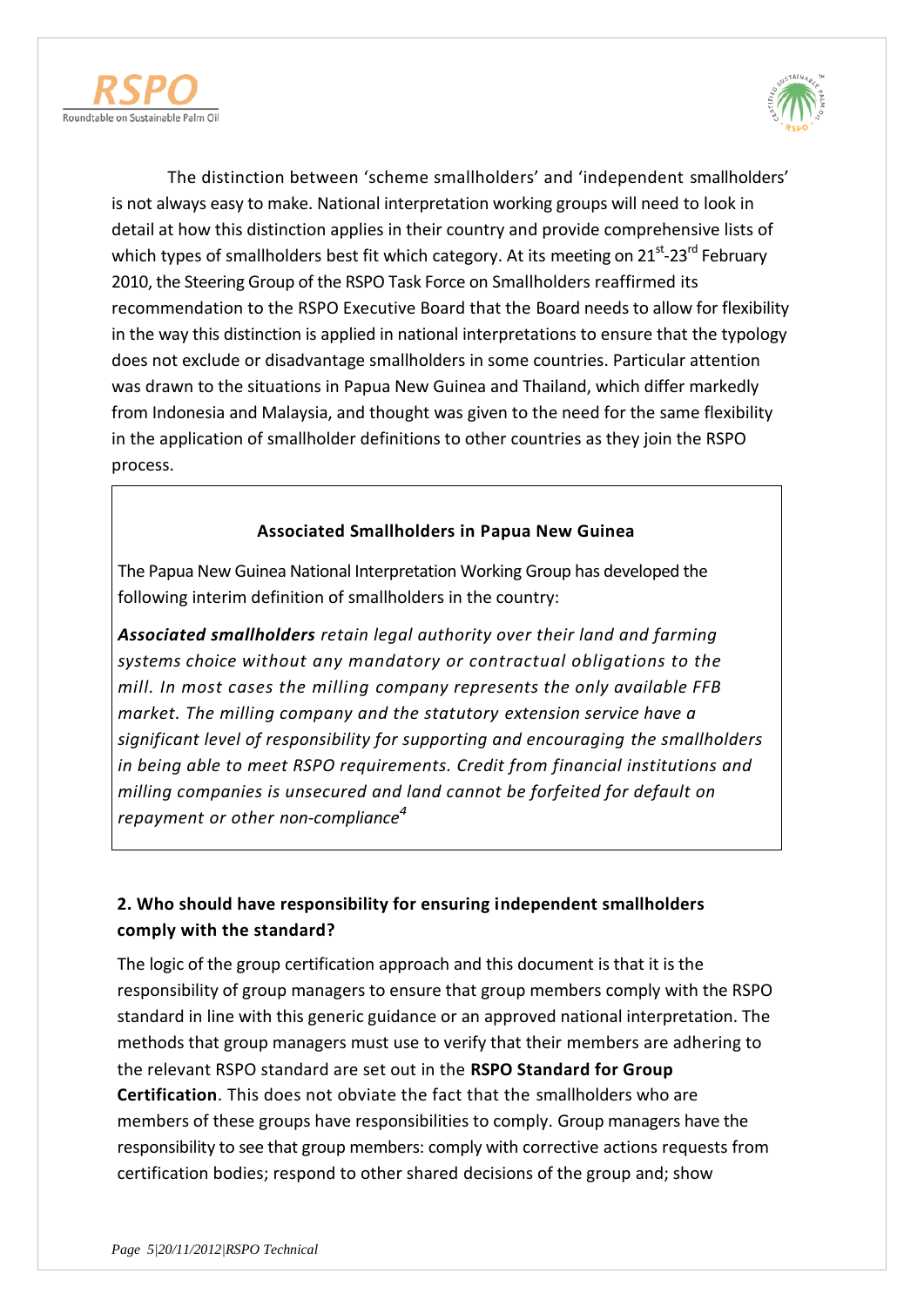The distinction between 'scheme smallholders' and 'independent smallholders' is not always easy to make. National interpretation working groups will need to look in detail at how this distinction applies in their country and provide comprehensive lists of which types of smallholders best fit which category. At its meeting on 21st-23rd February 2010, the Steering Group of the RSPO Task Force on Smallholders reaffirmed its recommendation to the RSPO Executive Board that the Board needs to allow for flexibility in the way this distinction is applied in national interpretations to ensure that the typology does not exclude or disadvantage smallholders in some countries. Particular attention was drawn to the situations in Papua New Guinea and Thailand, which differ markedly from Indonesia and Malaysia, and thought was given to the need for the same flexibility in the application of smallholder definitions to other countries as they join the RSPO process.

> **Associated Smallholders in Papua New Guinea**
>
> The Papua New Guinea National Interpretation Working Group has developed the following interim definition of smallholders in the country:
>
> ***Associated smallholders*** *retain legal authority over their land and farming systems choice without any mandatory or contractual obligations to the mill. In most cases the milling company represents the only available FFB market. The milling company and the statutory extension service have a significant level of responsibility for supporting and encouraging the smallholders in being able to meet RSPO requirements. Credit from financial institutions and milling companies is unsecured and land cannot be forfeited for default on repayment or other non-compliance*[4]

**2. Who should have responsibility for ensuring independent smallholders comply with the standard?**

The logic of the group certification approach and this document is that it is the responsibility of group managers to ensure that group members comply with the RSPO standard in line with this generic guidance or an approved national interpretation. The methods that group managers must use to verify that their members are adhering to the relevant RSPO standard are set out in the **RSPO Standard for Group Certification**. This does not obviate the fact that the smallholders who are members of these groups have responsibilities to comply. Group managers have the responsibility to see that group members: comply with corrective actions requests from certification bodies; respond to other shared decisions of the group and; show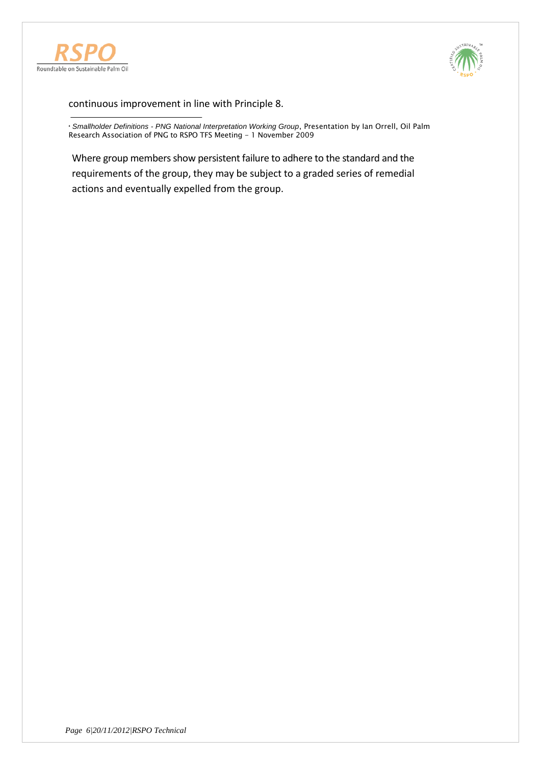continuous improvement in line with Principle 8.

---

[4] *Smallholder Definitions - PNG National Interpretation Working Group*, Presentation by Ian Orrell, Oil Palm Research Association of PNG to RSPO TFS Meeting – 1 November 2009

Where group members show persistent failure to adhere to the standard and the requirements of the group, they may be subject to a graded series of remedial actions and eventually expelled from the group.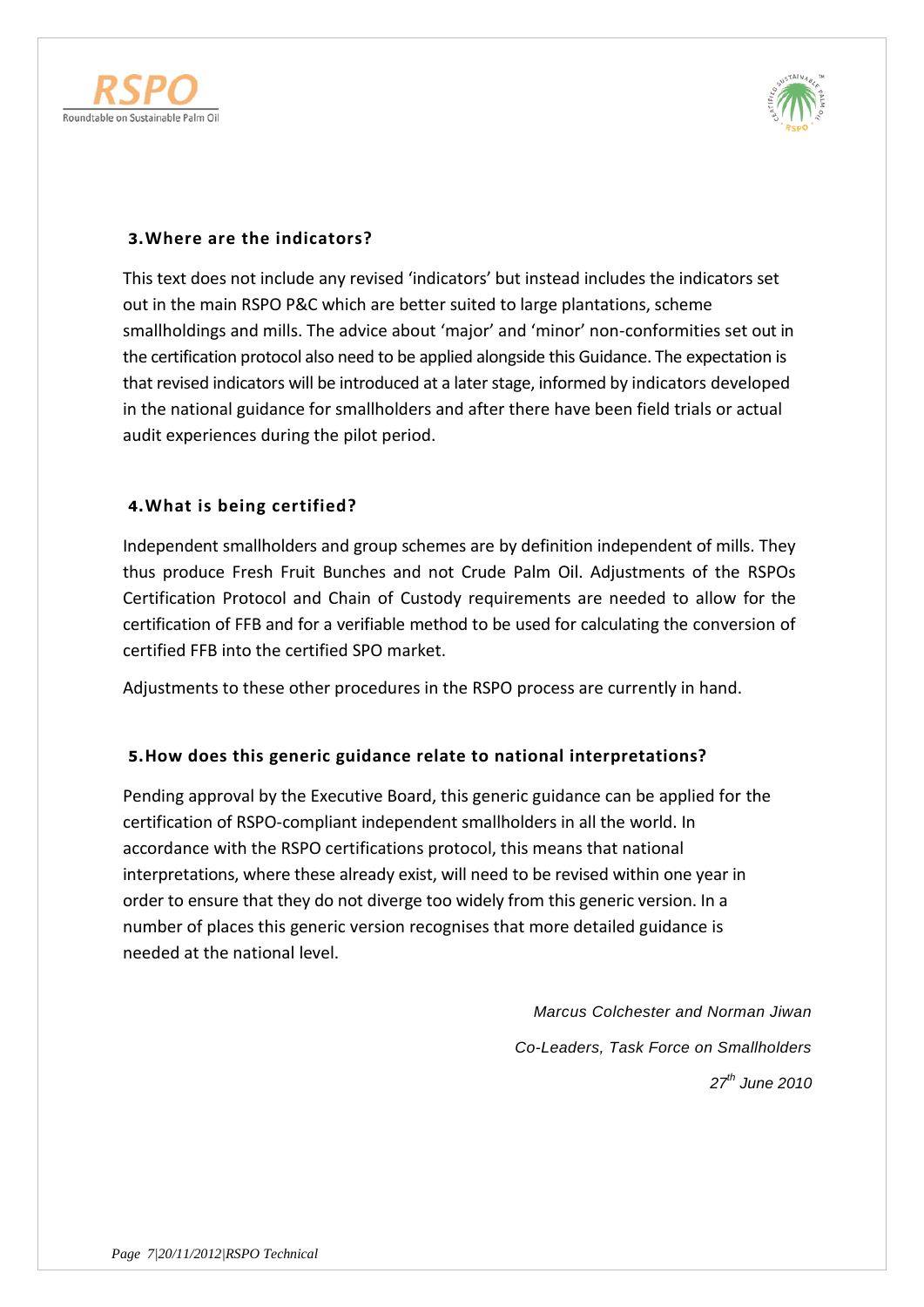### 3. Where are the indicators?

This text does not include any revised 'indicators' but instead includes the indicators set out in the main RSPO P&C which are better suited to large plantations, scheme smallholdings and mills. The advice about 'major' and 'minor' non-conformities set out in the certification protocol also need to be applied alongside this Guidance. The expectation is that revised indicators will be introduced at a later stage, informed by indicators developed in the national guidance for smallholders and after there have been field trials or actual audit experiences during the pilot period.

### 4. What is being certified?

Independent smallholders and group schemes are by definition independent of mills. They thus produce Fresh Fruit Bunches and not Crude Palm Oil. Adjustments of the RSPOs Certification Protocol and Chain of Custody requirements are needed to allow for the certification of FFB and for a verifiable method to be used for calculating the conversion of certified FFB into the certified SPO market.

Adjustments to these other procedures in the RSPO process are currently in hand.

### 5. How does this generic guidance relate to national interpretations?

Pending approval by the Executive Board, this generic guidance can be applied for the certification of RSPO-compliant independent smallholders in all the world. In accordance with the RSPO certifications protocol, this means that national interpretations, where these already exist, will need to be revised within one year in order to ensure that they do not diverge too widely from this generic version. In a number of places this generic version recognises that more detailed guidance is needed at the national level.

*Marcus Colchester and Norman Jiwan*

*Co-Leaders, Task Force on Smallholders*

*27th June 2010*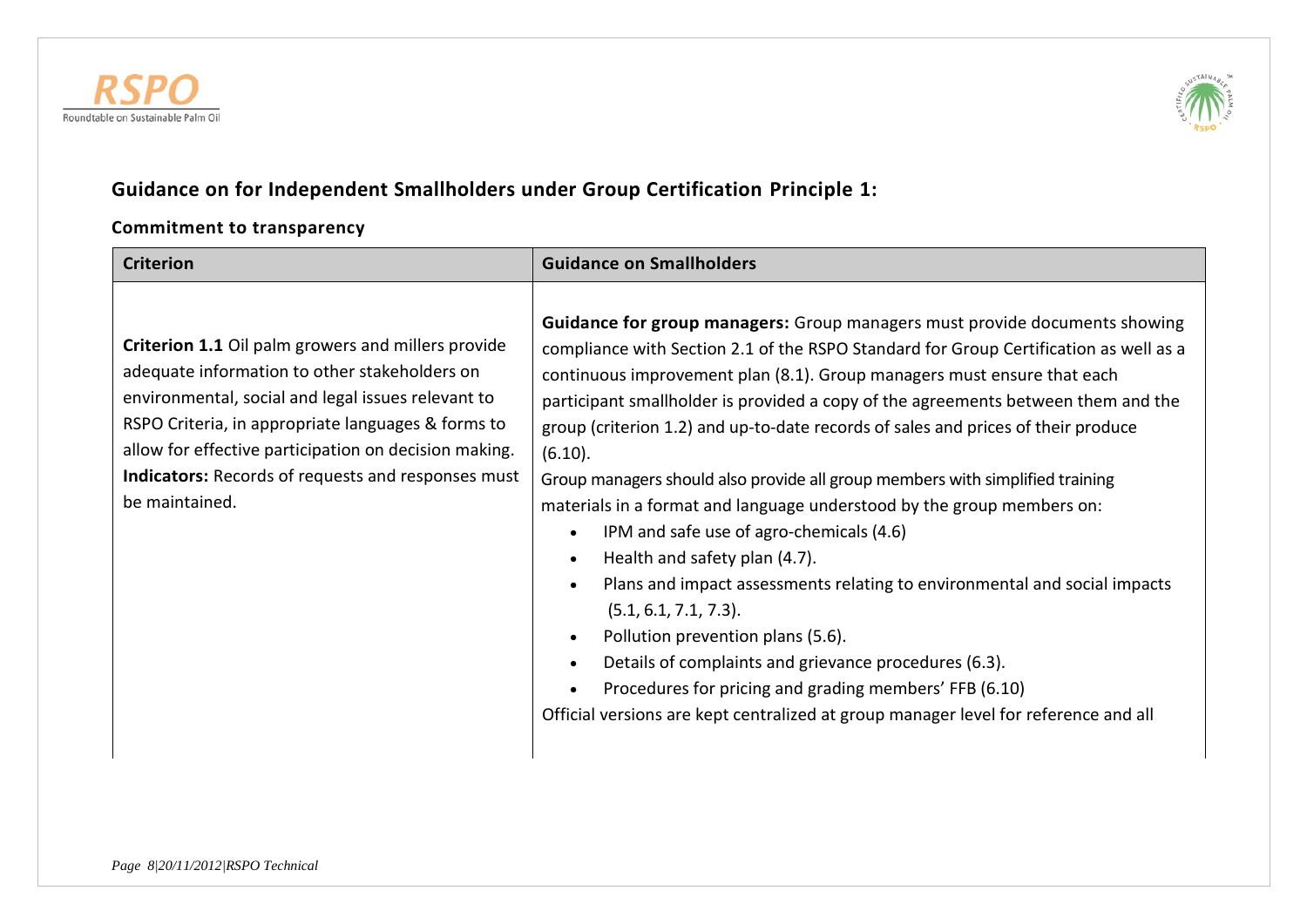## Guidance on for Independent Smallholders under Group Certification Principle 1:

### Commitment to transparency

| Criterion | Guidance on Smallholders |
| --- | --- |
| **Criterion 1.1** Oil palm growers and millers provide adequate information to other stakeholders on environmental, social and legal issues relevant to RSPO Criteria, in appropriate languages & forms to allow for effective participation on decision making.<br>**Indicators:** Records of requests and responses must be maintained. | **Guidance for group managers:** Group managers must provide documents showing compliance with Section 2.1 of the RSPO Standard for Group Certification as well as a continuous improvement plan (8.1). Group managers must ensure that each participant smallholder is provided a copy of the agreements between them and the group (criterion 1.2) and up-to-date records of sales and prices of their produce (6.10).<br>Group managers should also provide all group members with simplified training materials in a format and language understood by the group members on:<br>• IPM and safe use of agro-chemicals (4.6)<br>• Health and safety plan (4.7).<br>• Plans and impact assessments relating to environmental and social impacts (5.1, 6.1, 7.1, 7.3).<br>• Pollution prevention plans (5.6).<br>• Details of complaints and grievance procedures (6.3).<br>• Procedures for pricing and grading members' FFB (6.10)<br>Official versions are kept centralized at group manager level for reference and all |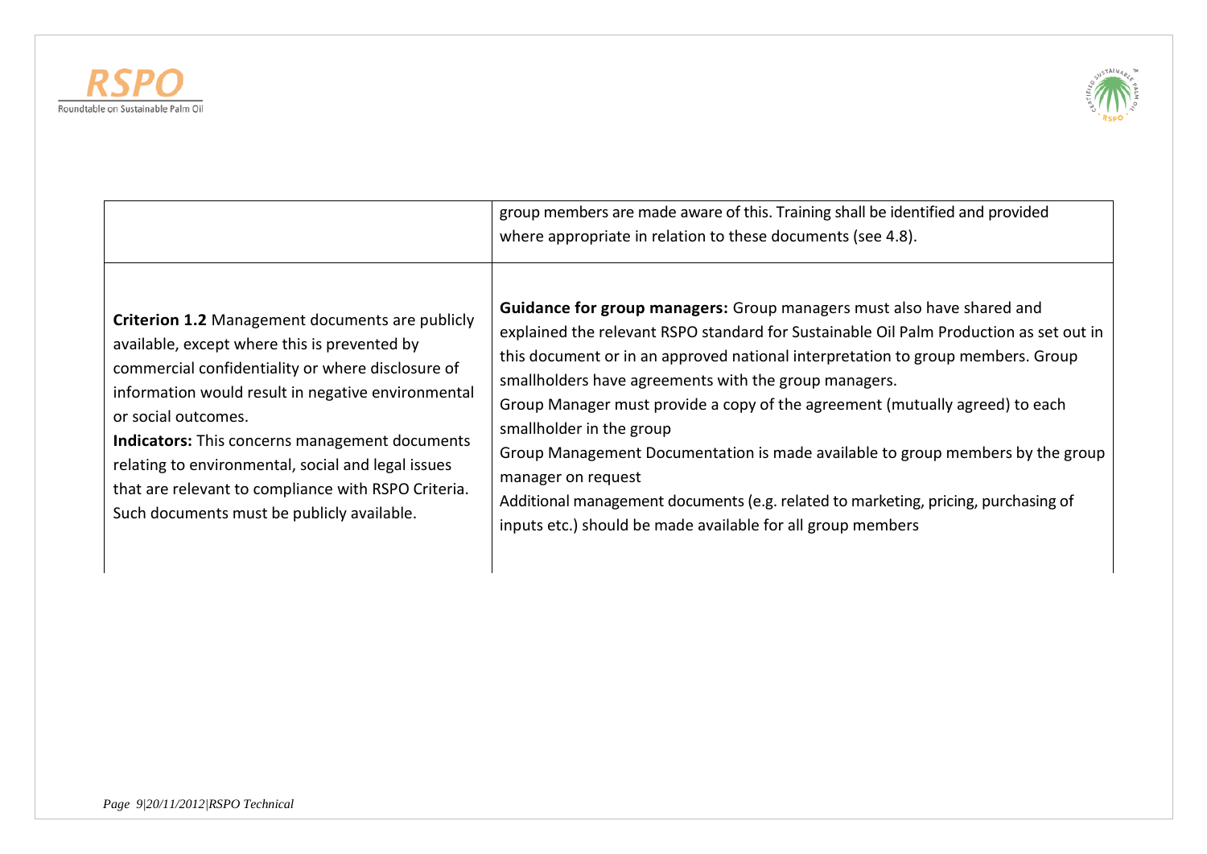| | |
|---|---|
| | group members are made aware of this. Training shall be identified and provided where appropriate in relation to these documents (see 4.8). |
| **Criterion 1.2** Management documents are publicly available, except where this is prevented by commercial confidentiality or where disclosure of information would result in negative environmental or social outcomes.<br>**Indicators:** This concerns management documents relating to environmental, social and legal issues that are relevant to compliance with RSPO Criteria. Such documents must be publicly available. | **Guidance for group managers:** Group managers must also have shared and explained the relevant RSPO standard for Sustainable Oil Palm Production as set out in this document or in an approved national interpretation to group members. Group smallholders have agreements with the group managers.<br>Group Manager must provide a copy of the agreement (mutually agreed) to each smallholder in the group<br>Group Management Documentation is made available to group members by the group manager on request<br>Additional management documents (e.g. related to marketing, pricing, purchasing of inputs etc.) should be made available for all group members |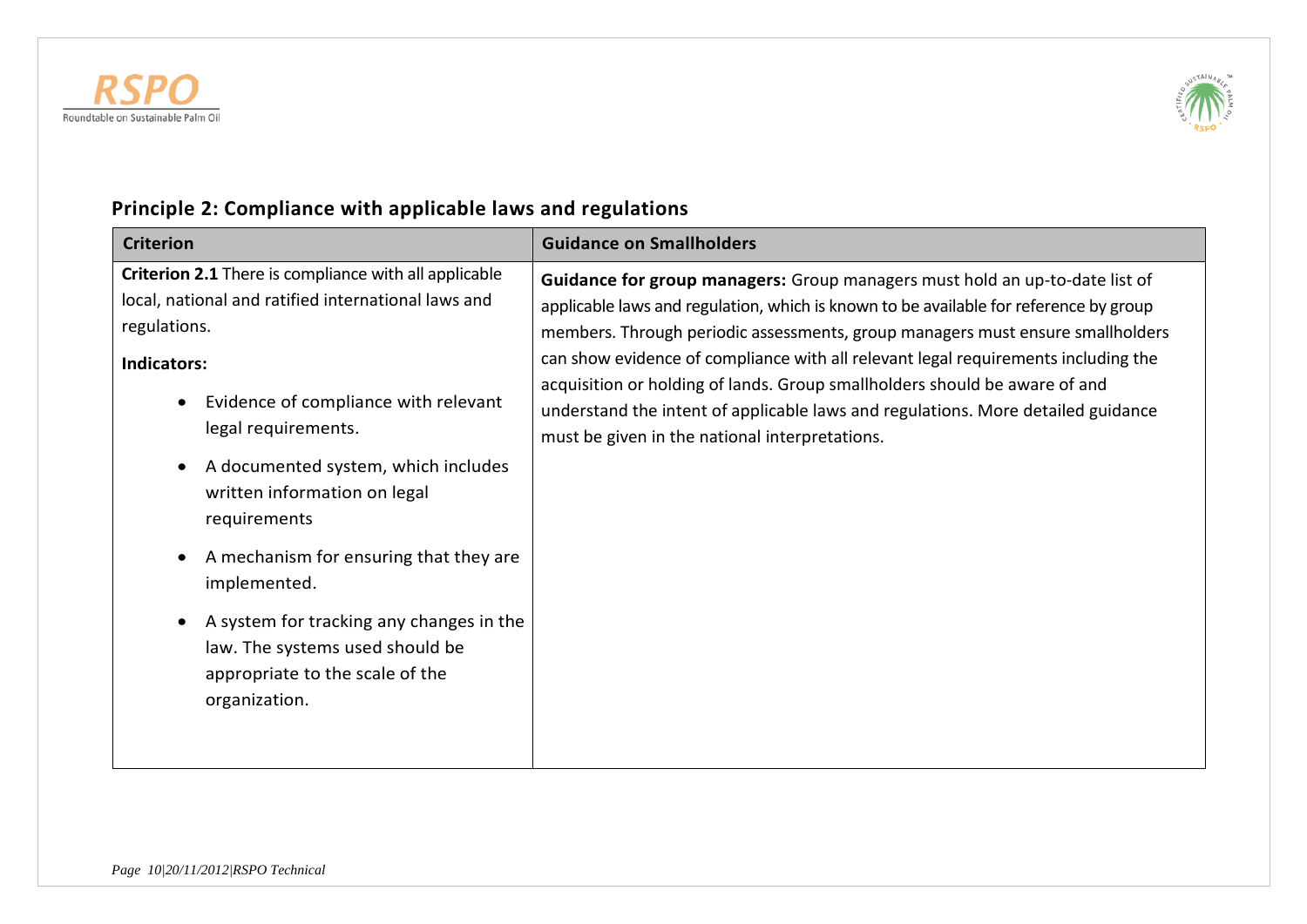## Principle 2: Compliance with applicable laws and regulations

| Criterion | Guidance on Smallholders |
| --- | --- |
| **Criterion 2.1** There is compliance with all applicable local, national and ratified international laws and regulations.<br><br>**Indicators:**<br><br>• Evidence of compliance with relevant legal requirements.<br>• A documented system, which includes written information on legal requirements<br>• A mechanism for ensuring that they are implemented.<br>• A system for tracking any changes in the law. The systems used should be appropriate to the scale of the organization. | **Guidance for group managers:** Group managers must hold an up-to-date list of applicable laws and regulation, which is known to be available for reference by group members. Through periodic assessments, group managers must ensure smallholders can show evidence of compliance with all relevant legal requirements including the acquisition or holding of lands. Group smallholders should be aware of and understand the intent of applicable laws and regulations. More detailed guidance must be given in the national interpretations. |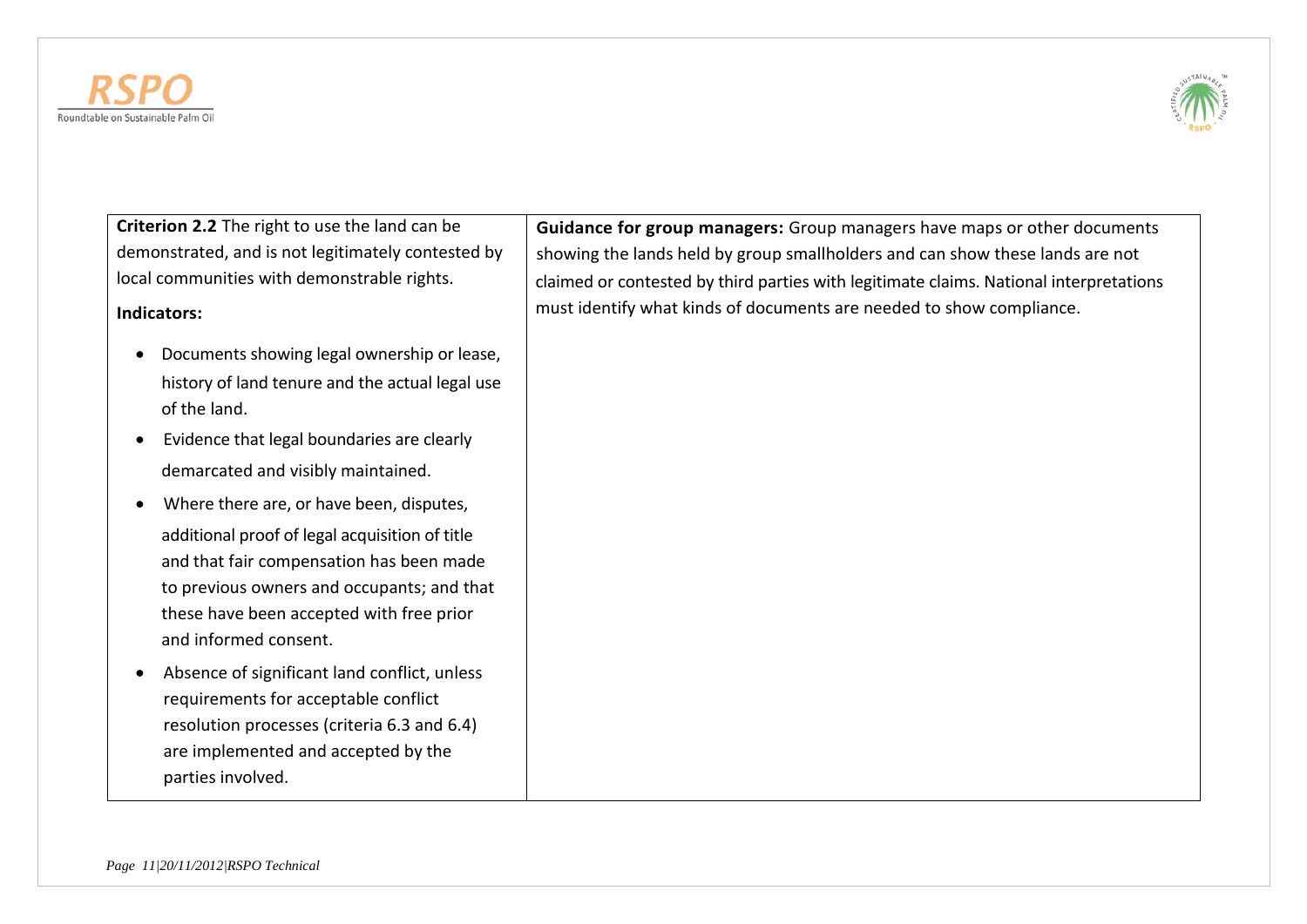| **Criterion 2.2** The right to use the land can be demonstrated, and is not legitimately contested by local communities with demonstrable rights.<br><br>**Indicators:**<br><br>• Documents showing legal ownership or lease, history of land tenure and the actual legal use of the land.<br>• Evidence that legal boundaries are clearly demarcated and visibly maintained.<br>• Where there are, or have been, disputes, additional proof of legal acquisition of title and that fair compensation has been made to previous owners and occupants; and that these have been accepted with free prior and informed consent.<br>• Absence of significant land conflict, unless requirements for acceptable conflict resolution processes (criteria 6.3 and 6.4) are implemented and accepted by the parties involved. | **Guidance for group managers:** Group managers have maps or other documents showing the lands held by group smallholders and can show these lands are not claimed or contested by third parties with legitimate claims. National interpretations must identify what kinds of documents are needed to show compliance. |
|---|---|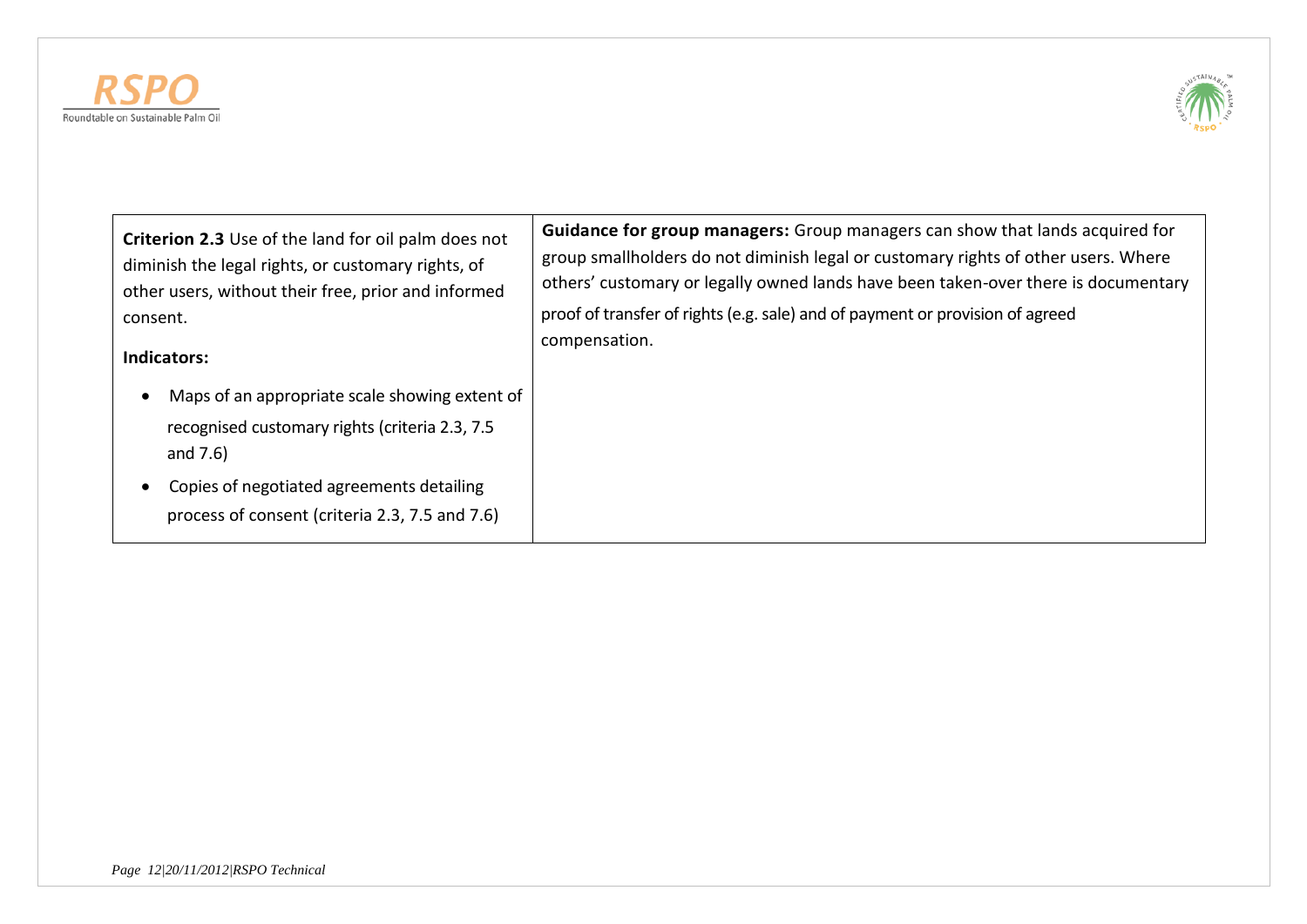| **Criterion 2.3** Use of the land for oil palm does not diminish the legal rights, or customary rights, of other users, without their free, prior and informed consent.<br><br>**Indicators:**<br><br>• Maps of an appropriate scale showing extent of recognised customary rights (criteria 2.3, 7.5 and 7.6)<br>• Copies of negotiated agreements detailing process of consent (criteria 2.3, 7.5 and 7.6) | **Guidance for group managers:** Group managers can show that lands acquired for group smallholders do not diminish legal or customary rights of other users. Where others' customary or legally owned lands have been taken-over there is documentary proof of transfer of rights (e.g. sale) and of payment or provision of agreed compensation. |
|---|---|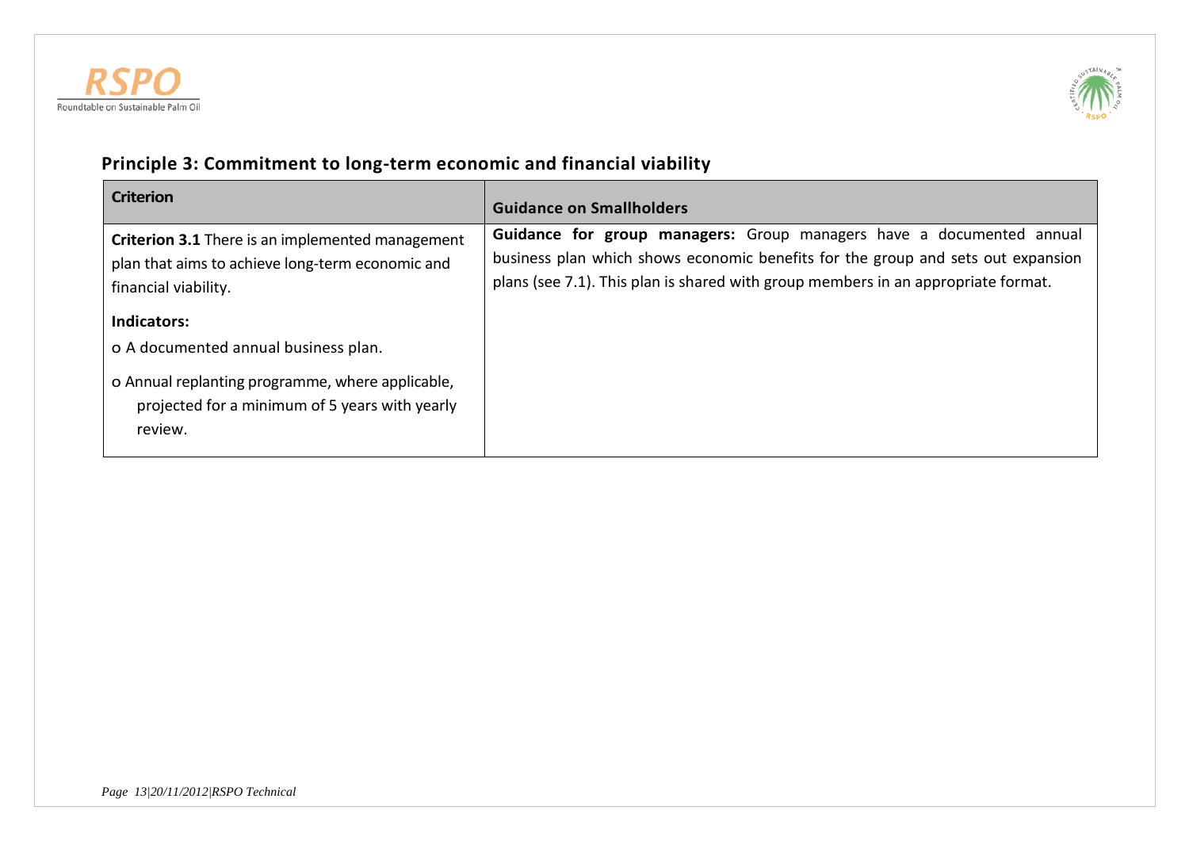## Principle 3: Commitment to long-term economic and financial viability

| Criterion | Guidance on Smallholders |
|---|---|
| **Criterion 3.1** There is an implemented management plan that aims to achieve long-term economic and financial viability.<br><br>**Indicators:**<br><br>o A documented annual business plan.<br><br>o Annual replanting programme, where applicable, projected for a minimum of 5 years with yearly review. | **Guidance for group managers:** Group managers have a documented annual business plan which shows economic benefits for the group and sets out expansion plans (see 7.1). This plan is shared with group members in an appropriate format. |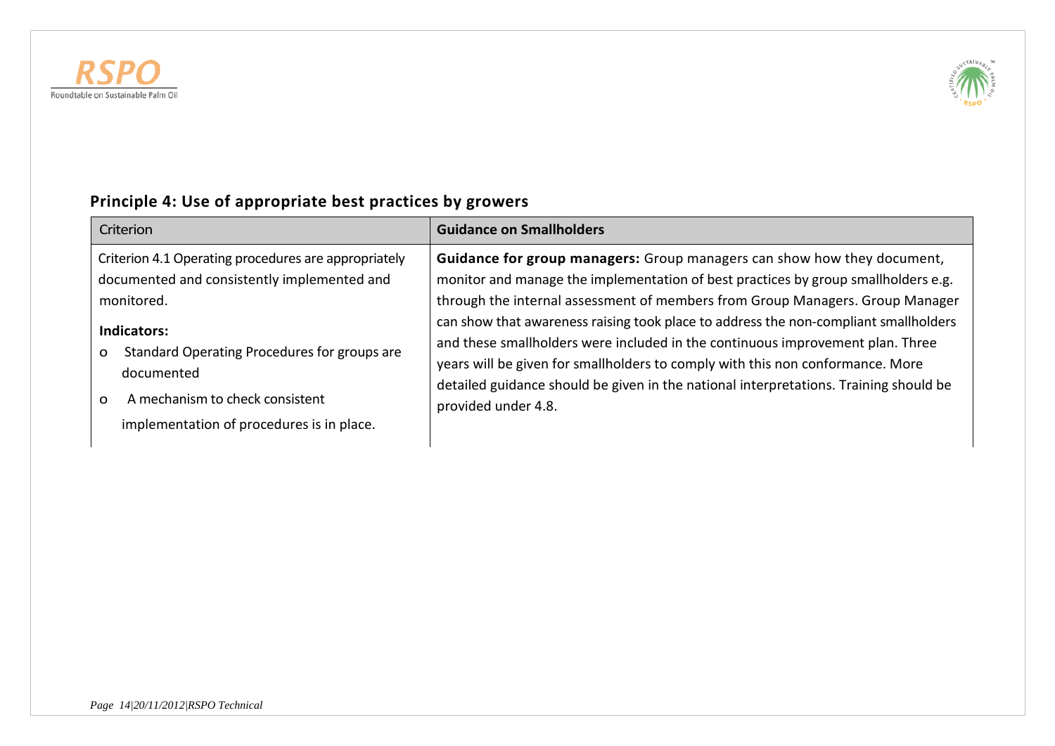## Principle 4: Use of appropriate best practices by growers

| Criterion | Guidance on Smallholders |
| --- | --- |
| Criterion 4.1 Operating procedures are appropriately documented and consistently implemented and monitored.<br><br>**Indicators:**<br>o Standard Operating Procedures for groups are documented<br>o A mechanism to check consistent implementation of procedures is in place. | **Guidance for group managers:** Group managers can show how they document, monitor and manage the implementation of best practices by group smallholders e.g. through the internal assessment of members from Group Managers. Group Manager can show that awareness raising took place to address the non-compliant smallholders and these smallholders were included in the continuous improvement plan. Three years will be given for smallholders to comply with this non conformance. More detailed guidance should be given in the national interpretations. Training should be provided under 4.8. |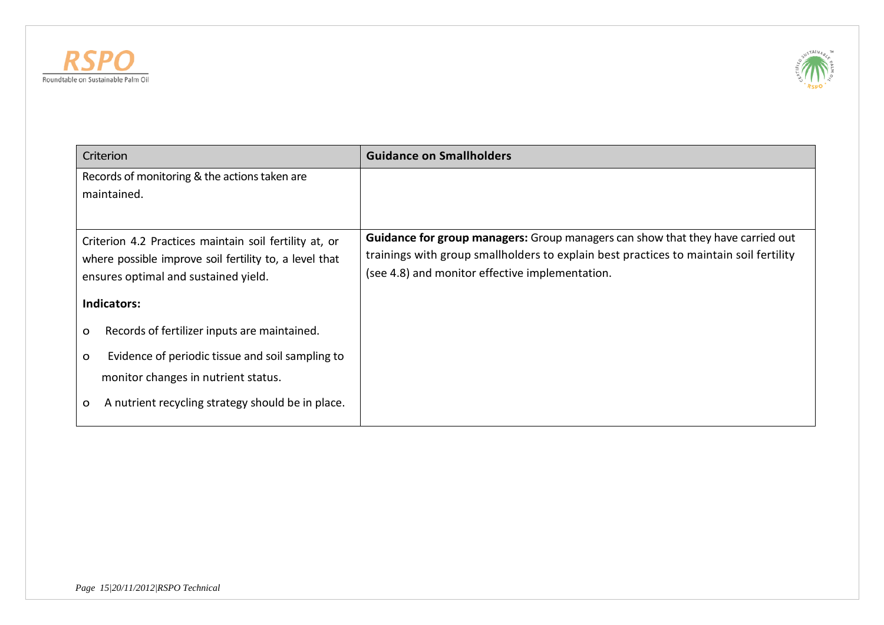| Criterion | **Guidance on Smallholders** |
|---|---|
| Records of monitoring & the actions taken are maintained. | |
| Criterion 4.2 Practices maintain soil fertility at, or where possible improve soil fertility to, a level that ensures optimal and sustained yield.<br><br>**Indicators:**<br><br>o Records of fertilizer inputs are maintained.<br><br>o Evidence of periodic tissue and soil sampling to monitor changes in nutrient status.<br><br>o A nutrient recycling strategy should be in place. | **Guidance for group managers:** Group managers can show that they have carried out trainings with group smallholders to explain best practices to maintain soil fertility (see 4.8) and monitor effective implementation. |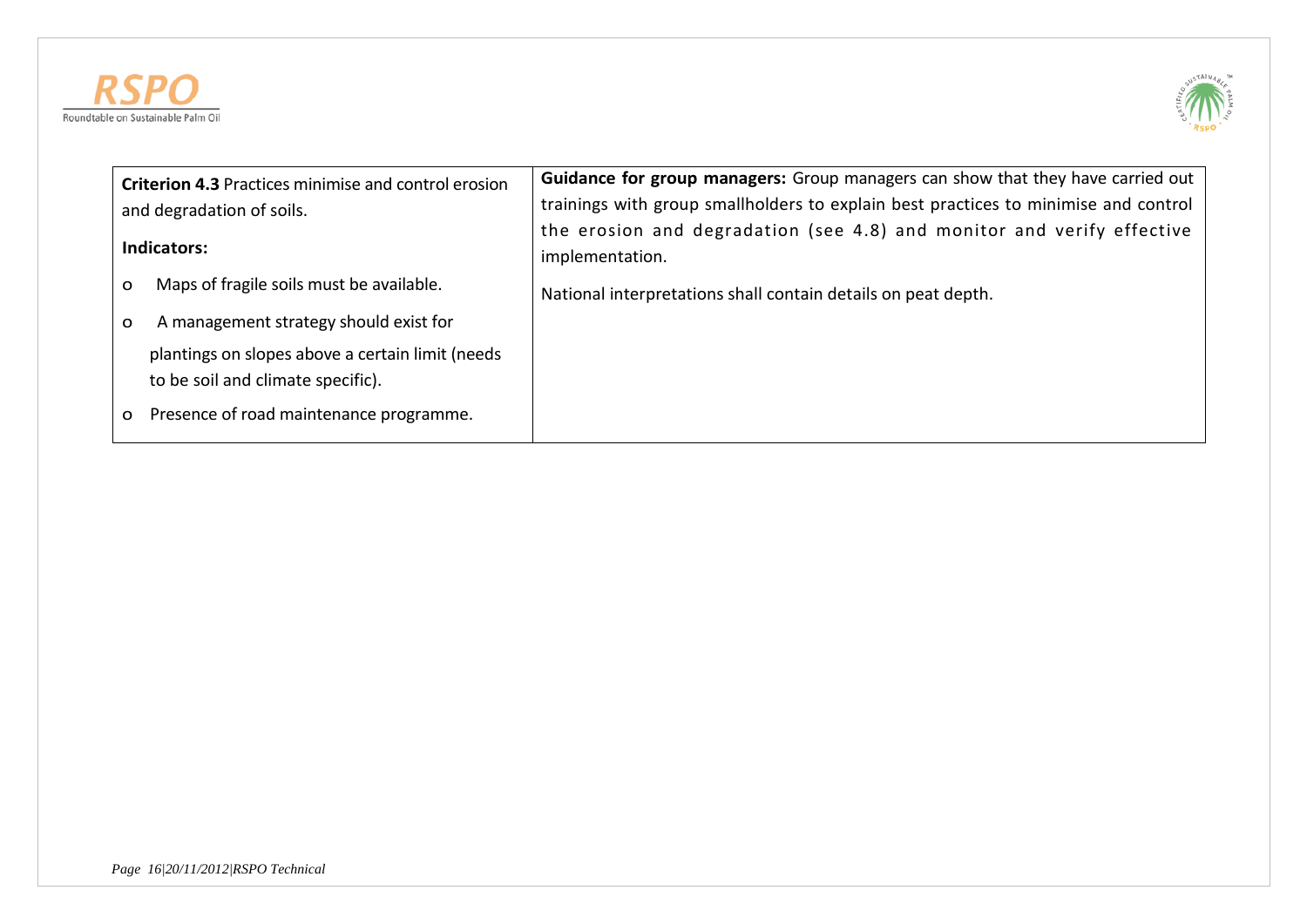| **Criterion 4.3** Practices minimise and control erosion and degradation of soils.<br><br>**Indicators:**<br><br>o Maps of fragile soils must be available.<br><br>o A management strategy should exist for plantings on slopes above a certain limit (needs to be soil and climate specific).<br><br>o Presence of road maintenance programme. | **Guidance for group managers:** Group managers can show that they have carried out trainings with group smallholders to explain best practices to minimise and control the erosion and degradation (see 4.8) and monitor and verify effective implementation.<br><br>National interpretations shall contain details on peat depth. |
|---|---|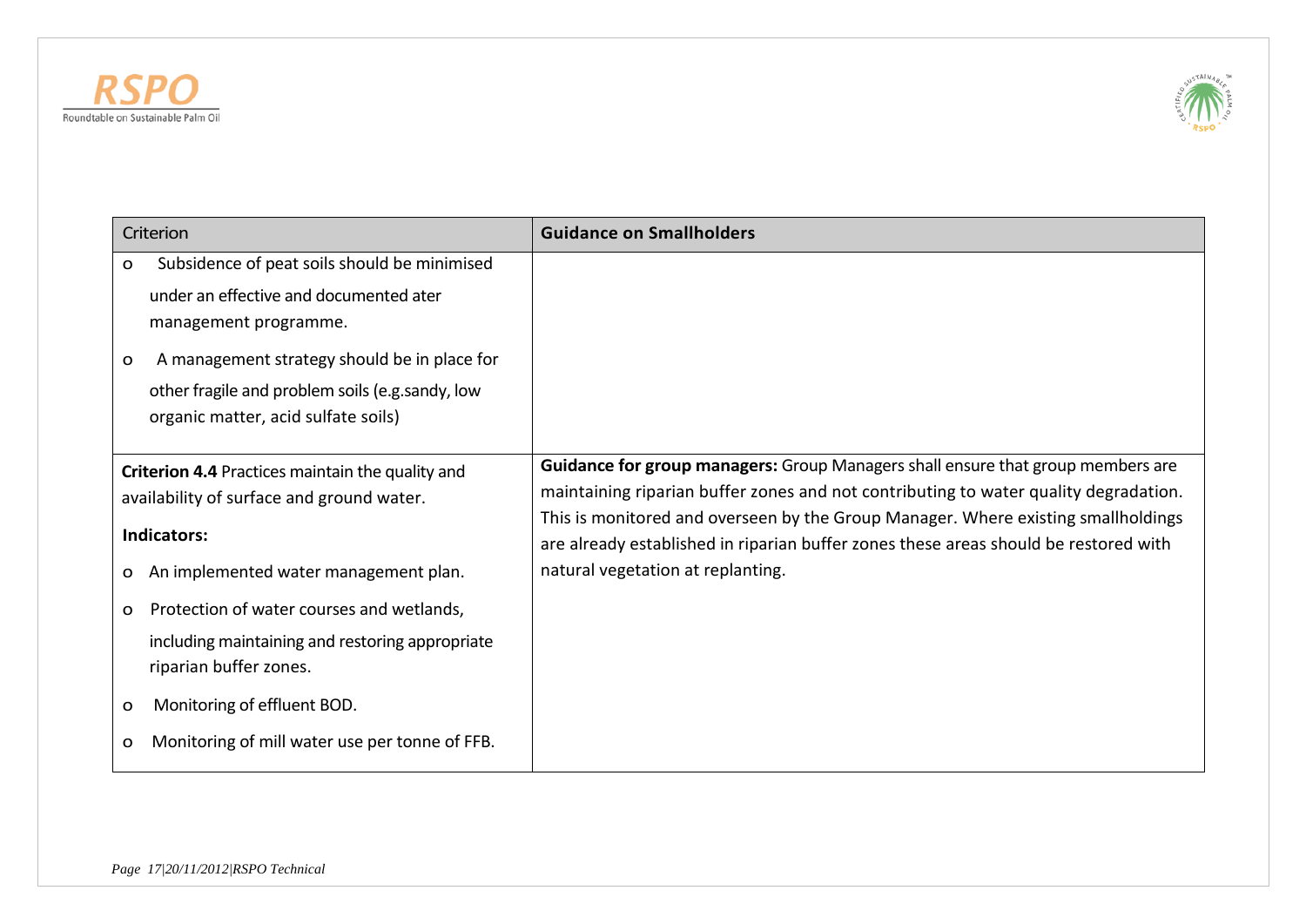| Criterion | **Guidance on Smallholders** |
| --- | --- |
| o Subsidence of peat soils should be minimised under an effective and documented ater management programme.<br>o A management strategy should be in place for other fragile and problem soils (e.g.sandy, low organic matter, acid sulfate soils) | |
| **Criterion 4.4** Practices maintain the quality and availability of surface and ground water.<br>**Indicators:**<br>o An implemented water management plan.<br>o Protection of water courses and wetlands, including maintaining and restoring appropriate riparian buffer zones.<br>o Monitoring of effluent BOD.<br>o Monitoring of mill water use per tonne of FFB. | **Guidance for group managers:** Group Managers shall ensure that group members are maintaining riparian buffer zones and not contributing to water quality degradation. This is monitored and overseen by the Group Manager. Where existing smallholdings are already established in riparian buffer zones these areas should be restored with natural vegetation at replanting. |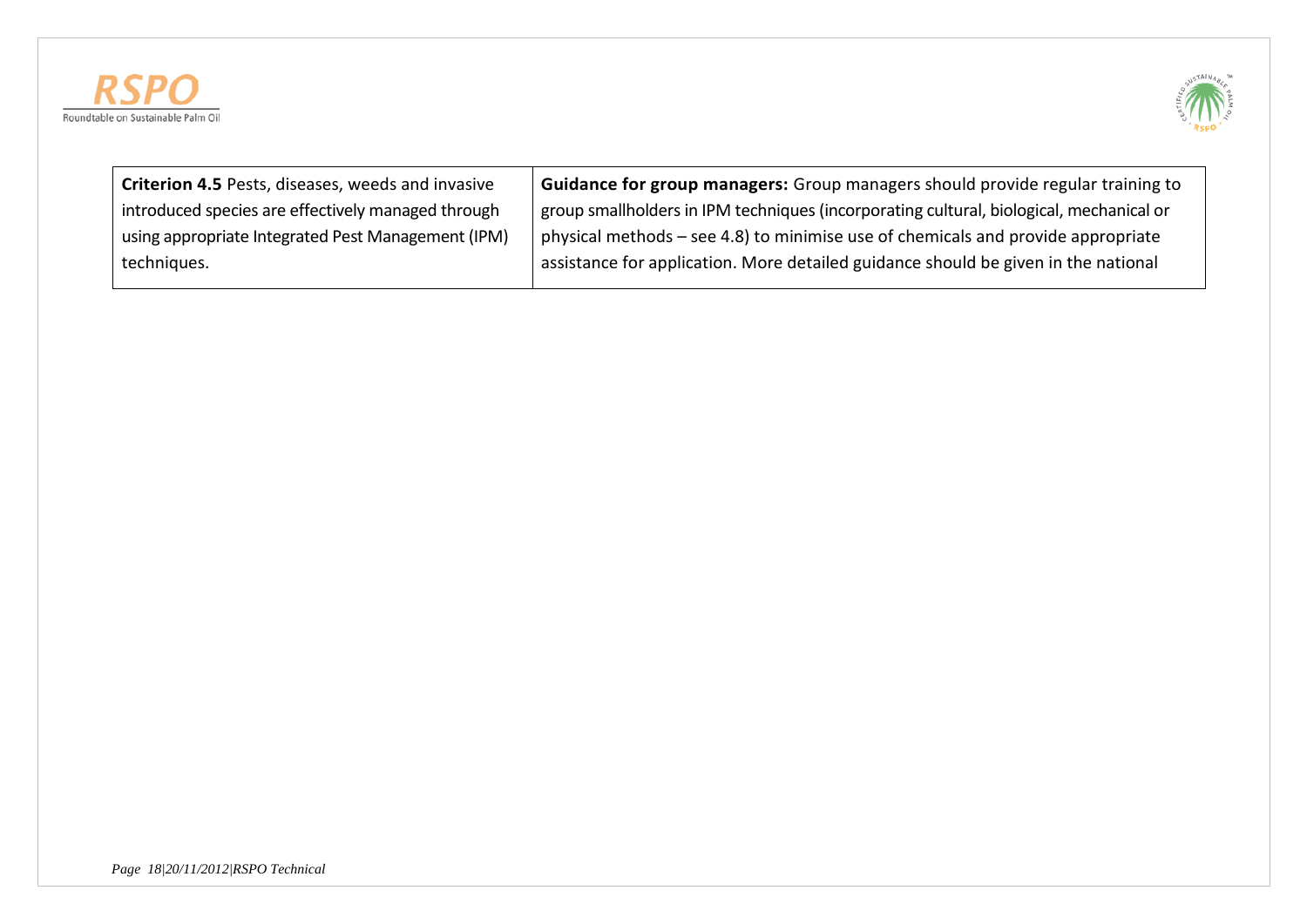| **Criterion 4.5** Pests, diseases, weeds and invasive introduced species are effectively managed through using appropriate Integrated Pest Management (IPM) techniques. | **Guidance for group managers:** Group managers should provide regular training to group smallholders in IPM techniques (incorporating cultural, biological, mechanical or physical methods – see 4.8) to minimise use of chemicals and provide appropriate assistance for application. More detailed guidance should be given in the national |
|---|---|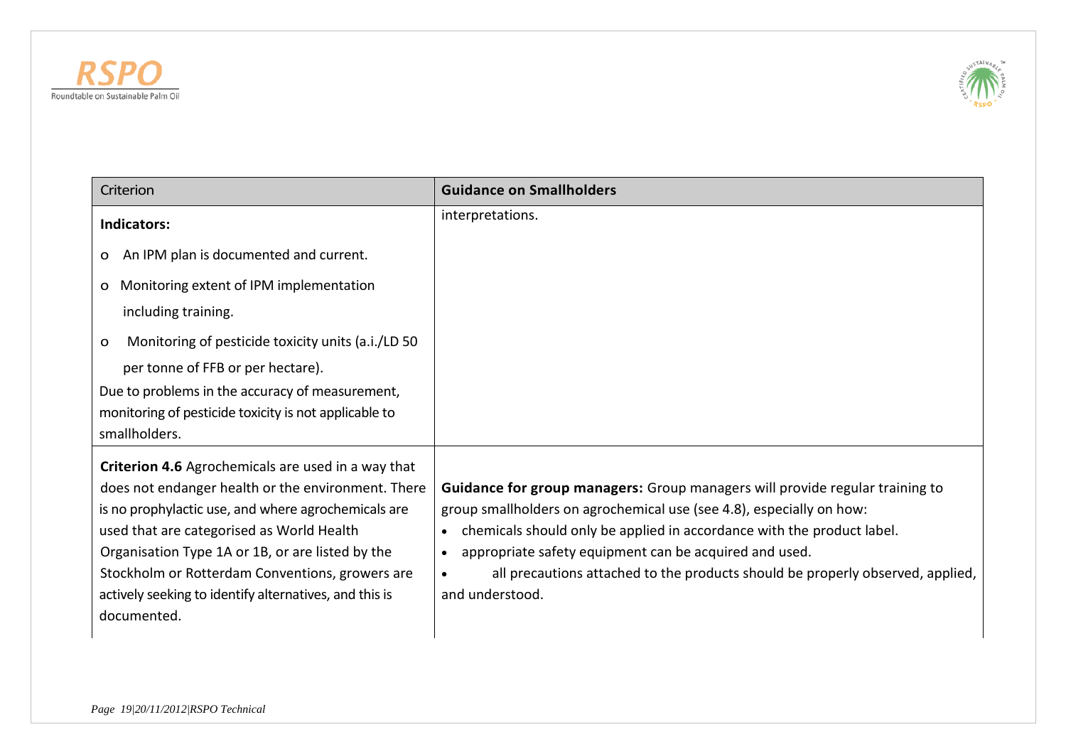| Criterion | Guidance on Smallholders |
| --- | --- |
| **Indicators:**<br>o An IPM plan is documented and current.<br>o Monitoring extent of IPM implementation including training.<br>o Monitoring of pesticide toxicity units (a.i./LD 50 per tonne of FFB or per hectare).<br>Due to problems in the accuracy of measurement, monitoring of pesticide toxicity is not applicable to smallholders. | interpretations. |
| **Criterion 4.6** Agrochemicals are used in a way that does not endanger health or the environment. There is no prophylactic use, and where agrochemicals are used that are categorised as World Health Organisation Type 1A or 1B, or are listed by the Stockholm or Rotterdam Conventions, growers are actively seeking to identify alternatives, and this is documented. | **Guidance for group managers:** Group managers will provide regular training to group smallholders on agrochemical use (see 4.8), especially on how:<br>• chemicals should only be applied in accordance with the product label.<br>• appropriate safety equipment can be acquired and used.<br>• all precautions attached to the products should be properly observed, applied, and understood. |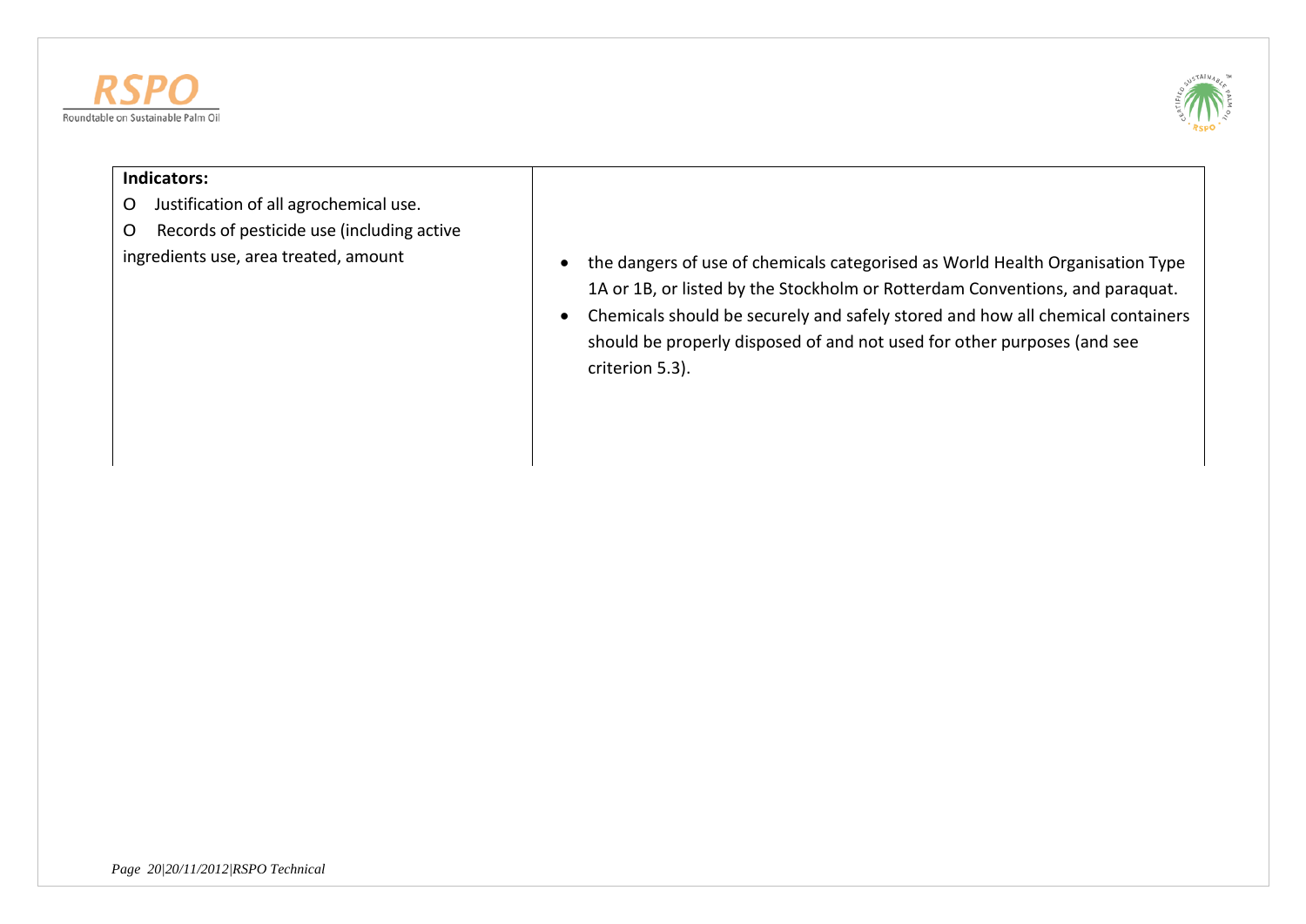| **Indicators:**<br>O Justification of all agrochemical use.<br>O Records of pesticide use (including active ingredients use, area treated, amount | • the dangers of use of chemicals categorised as World Health Organisation Type 1A or 1B, or listed by the Stockholm or Rotterdam Conventions, and paraquat.<br>• Chemicals should be securely and safely stored and how all chemical containers should be properly disposed of and not used for other purposes (and see criterion 5.3). |
|---|---|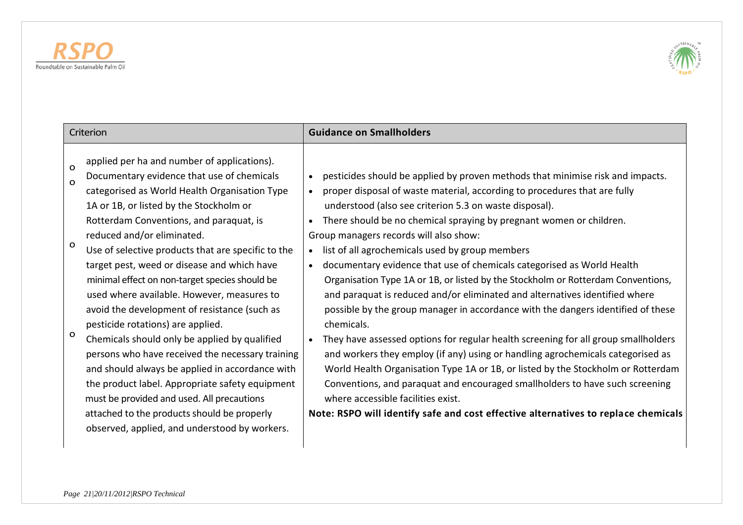| Criterion | **Guidance on Smallholders** |
| --- | --- |
| applied per ha and number of applications).<br>o Documentary evidence that use of chemicals categorised as World Health Organisation Type 1A or 1B, or listed by the Stockholm or Rotterdam Conventions, and paraquat, is reduced and/or eliminated.<br>o Use of selective products that are specific to the target pest, weed or disease and which have minimal effect on non-target species should be used where available. However, measures to avoid the development of resistance (such as pesticide rotations) are applied.<br>o Chemicals should only be applied by qualified persons who have received the necessary training and should always be applied in accordance with the product label. Appropriate safety equipment must be provided and used. All precautions attached to the products should be properly observed, applied, and understood by workers. | • pesticides should be applied by proven methods that minimise risk and impacts.<br>• proper disposal of waste material, according to procedures that are fully understood (also see criterion 5.3 on waste disposal).<br>• There should be no chemical spraying by pregnant women or children.<br>Group managers records will also show:<br>• list of all agrochemicals used by group members<br>• documentary evidence that use of chemicals categorised as World Health Organisation Type 1A or 1B, or listed by the Stockholm or Rotterdam Conventions, and paraquat is reduced and/or eliminated and alternatives identified where possible by the group manager in accordance with the dangers identified of these chemicals.<br>• They have assessed options for regular health screening for all group smallholders and workers they employ (if any) using or handling agrochemicals categorised as World Health Organisation Type 1A or 1B, or listed by the Stockholm or Rotterdam Conventions, and paraquat and encouraged smallholders to have such screening where accessible facilities exist.<br>**Note: RSPO will identify safe and cost effective alternatives to replace chemicals** |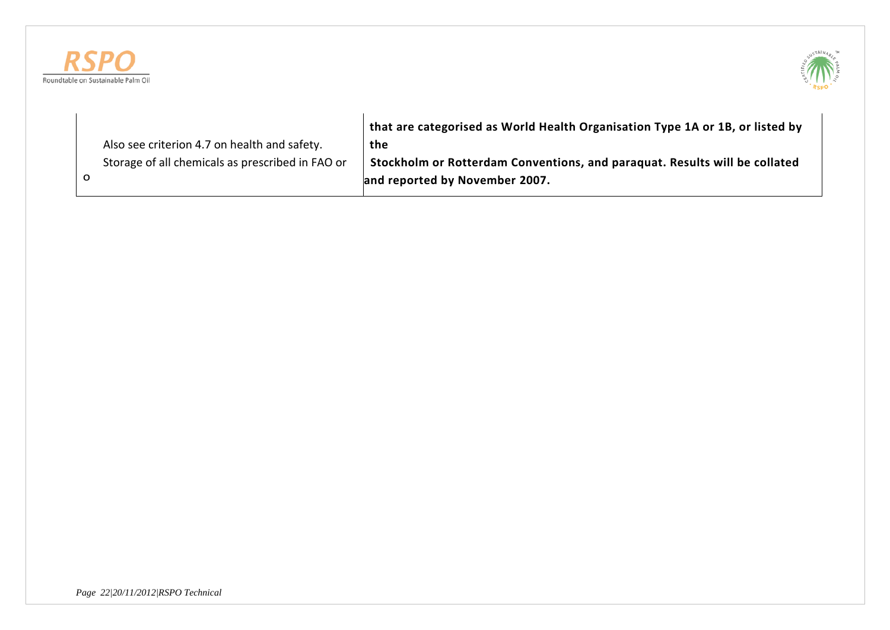| | |
|---|---|
| Also see criterion 4.7 on health and safety.<br>Storage of all chemicals as prescribed in FAO or<br>o | **that are categorised as World Health Organisation Type 1A or 1B, or listed by the Stockholm or Rotterdam Conventions, and paraquat. Results will be collated and reported by November 2007.** |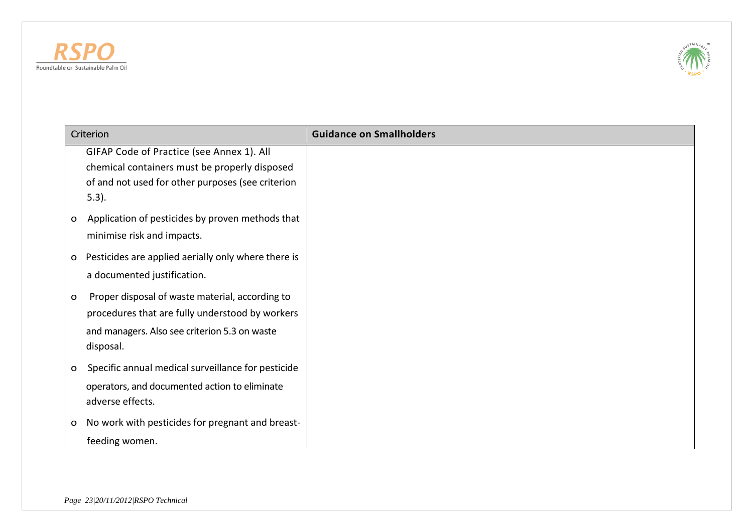| Criterion | Guidance on Smallholders |
|---|---|
| GIFAP Code of Practice (see Annex 1). All chemical containers must be properly disposed of and not used for other purposes (see criterion 5.3).<br>o Application of pesticides by proven methods that minimise risk and impacts.<br>o Pesticides are applied aerially only where there is a documented justification.<br>o Proper disposal of waste material, according to procedures that are fully understood by workers and managers. Also see criterion 5.3 on waste disposal.<br>o Specific annual medical surveillance for pesticide operators, and documented action to eliminate adverse effects.<br>o No work with pesticides for pregnant and breast-feeding women. | |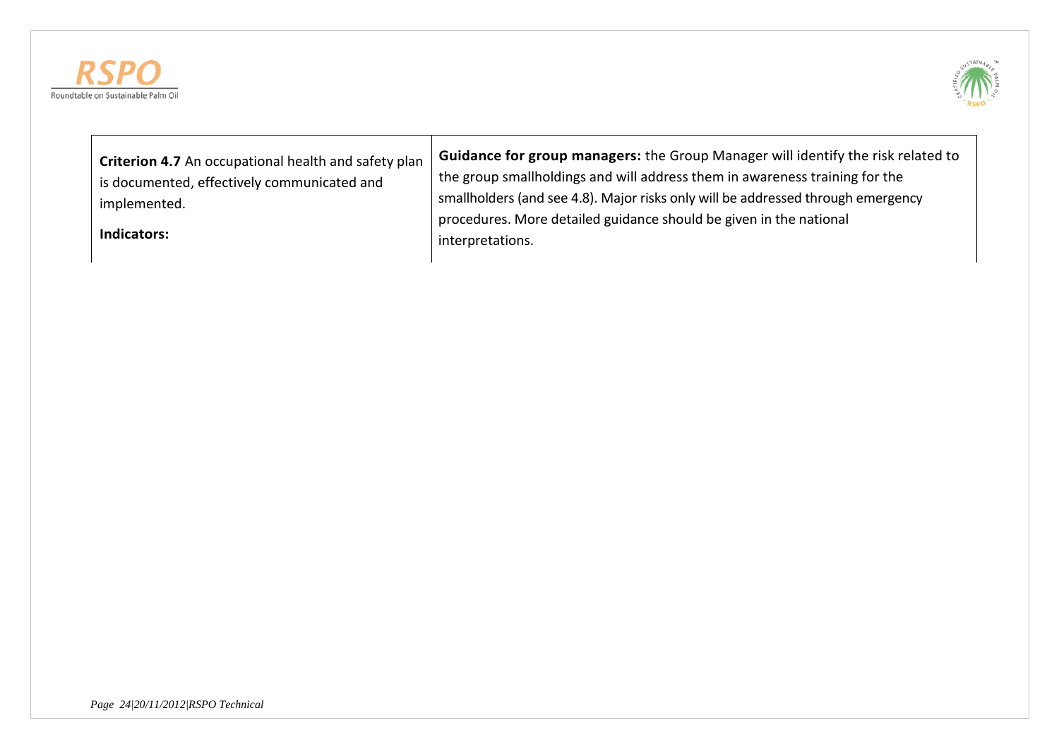| **Criterion 4.7** An occupational health and safety plan is documented, effectively communicated and implemented.<br><br>**Indicators:** | **Guidance for group managers:** the Group Manager will identify the risk related to the group smallholdings and will address them in awareness training for the smallholders (and see 4.8). Major risks only will be addressed through emergency procedures. More detailed guidance should be given in the national interpretations. |
|---|---|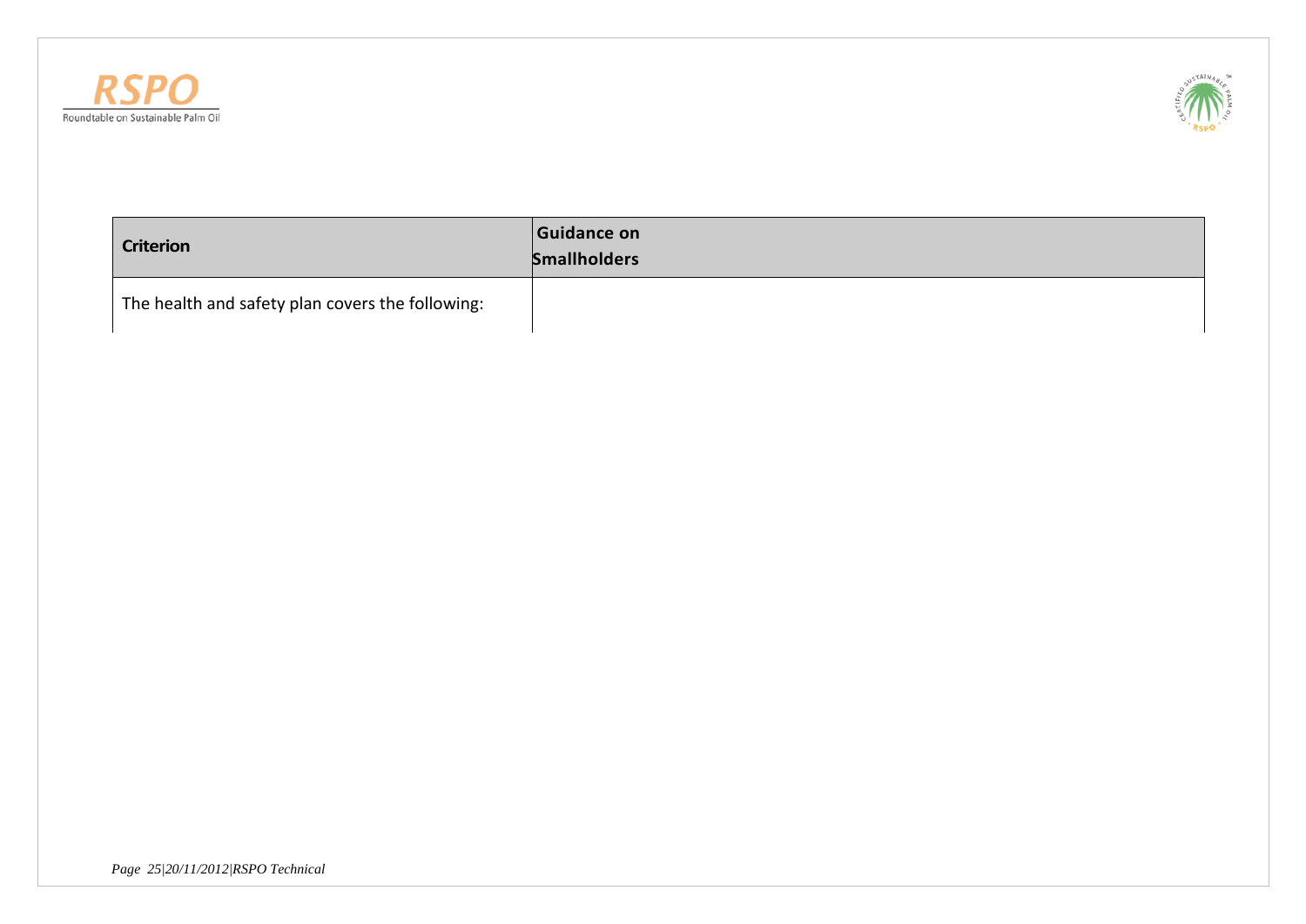| Criterion | Guidance on Smallholders |
| --- | --- |
| The health and safety plan covers the following: | |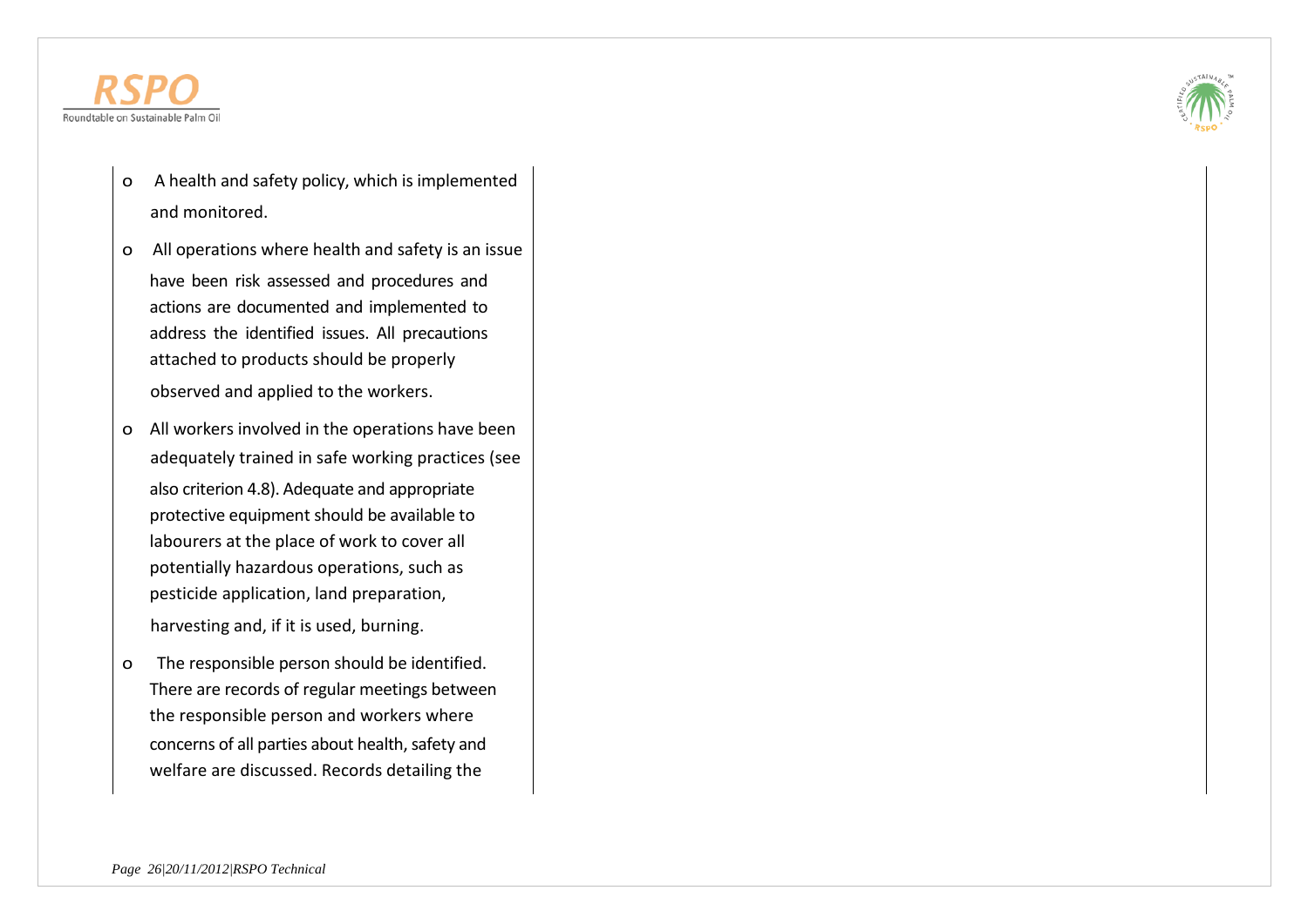- A health and safety policy, which is implemented and monitored.
- All operations where health and safety is an issue have been risk assessed and procedures and actions are documented and implemented to address the identified issues. All precautions attached to products should be properly observed and applied to the workers.
- All workers involved in the operations have been adequately trained in safe working practices (see also criterion 4.8). Adequate and appropriate protective equipment should be available to labourers at the place of work to cover all potentially hazardous operations, such as pesticide application, land preparation, harvesting and, if it is used, burning.
- The responsible person should be identified. There are records of regular meetings between the responsible person and workers where concerns of all parties about health, safety and welfare are discussed. Records detailing the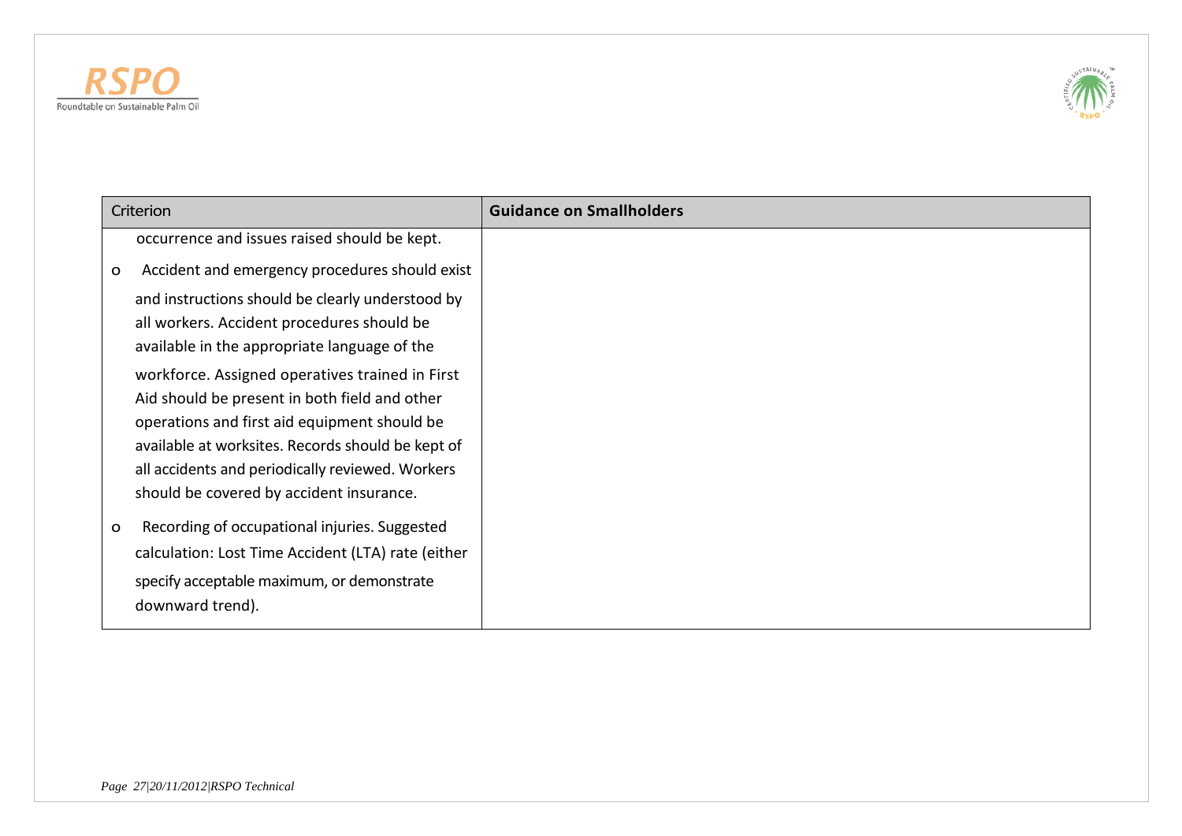| Criterion | Guidance on Smallholders |
|---|---|
| occurrence and issues raised should be kept.<br>o Accident and emergency procedures should exist and instructions should be clearly understood by all workers. Accident procedures should be available in the appropriate language of the workforce. Assigned operatives trained in First Aid should be present in both field and other operations and first aid equipment should be available at worksites. Records should be kept of all accidents and periodically reviewed. Workers should be covered by accident insurance.<br>o Recording of occupational injuries. Suggested calculation: Lost Time Accident (LTA) rate (either specify acceptable maximum, or demonstrate downward trend). | |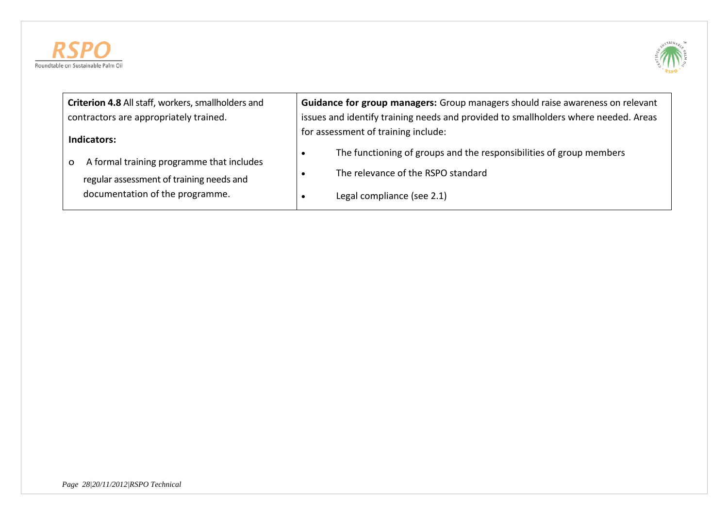| **Criterion 4.8** All staff, workers, smallholders and contractors are appropriately trained.<br><br>**Indicators:**<br><br>o A formal training programme that includes regular assessment of training needs and documentation of the programme. | **Guidance for group managers:** Group managers should raise awareness on relevant issues and identify training needs and provided to smallholders where needed. Areas for assessment of training include:<br><br>• The functioning of groups and the responsibilities of group members<br>• The relevance of the RSPO standard<br>• Legal compliance (see 2.1) |
|---|---|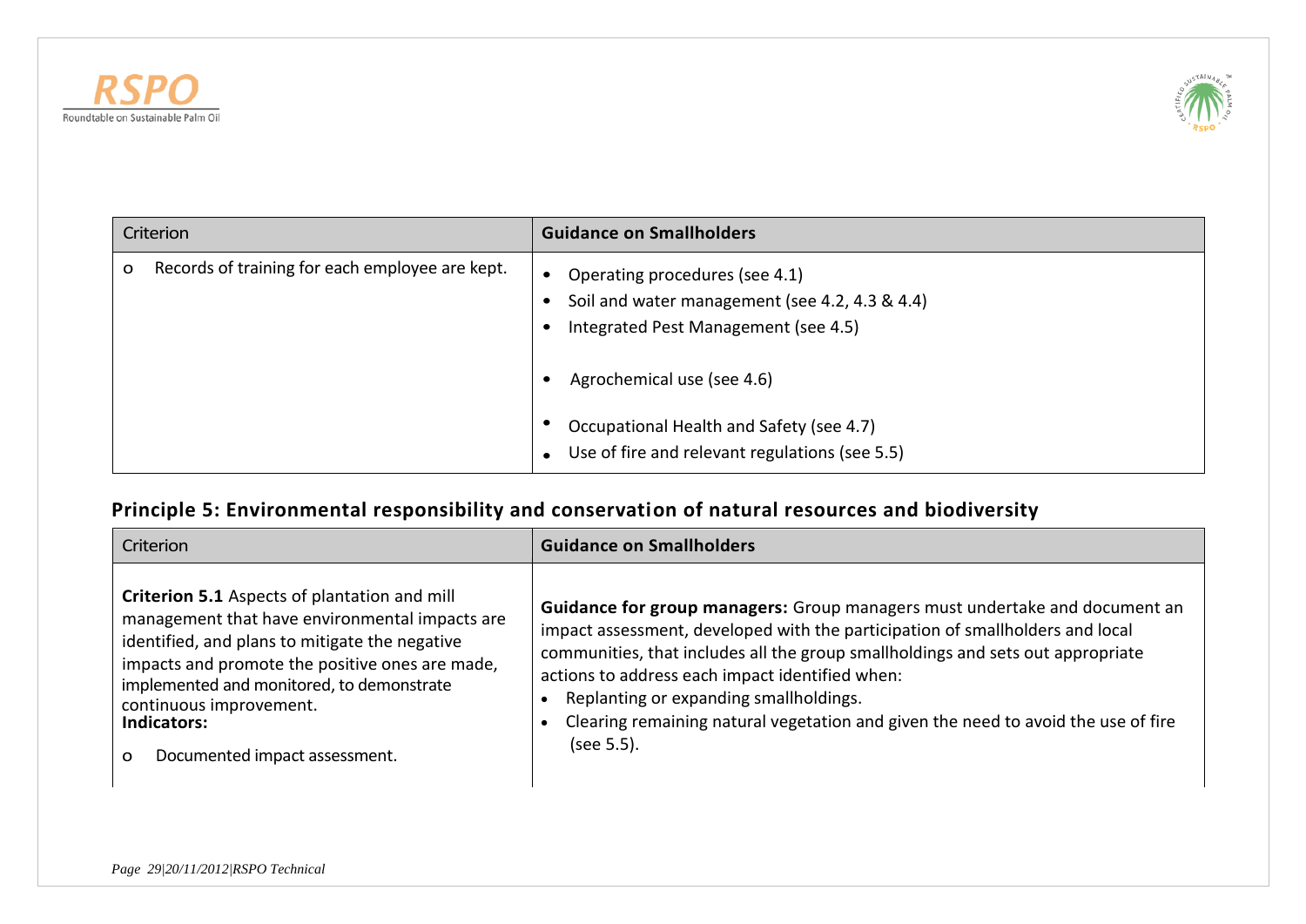| Criterion | Guidance on Smallholders |
|---|---|
| o Records of training for each employee are kept. | • Operating procedures (see 4.1)<br>• Soil and water management (see 4.2, 4.3 & 4.4)<br>• Integrated Pest Management (see 4.5)<br>• Agrochemical use (see 4.6)<br>• Occupational Health and Safety (see 4.7)<br>• Use of fire and relevant regulations (see 5.5) |

## Principle 5: Environmental responsibility and conservation of natural resources and biodiversity

| Criterion | Guidance on Smallholders |
|---|---|
| **Criterion 5.1** Aspects of plantation and mill management that have environmental impacts are identified, and plans to mitigate the negative impacts and promote the positive ones are made, implemented and monitored, to demonstrate continuous improvement.<br>**Indicators:**<br>o Documented impact assessment. | **Guidance for group managers:** Group managers must undertake and document an impact assessment, developed with the participation of smallholders and local communities, that includes all the group smallholdings and sets out appropriate actions to address each impact identified when:<br>• Replanting or expanding smallholdings.<br>• Clearing remaining natural vegetation and given the need to avoid the use of fire (see 5.5). |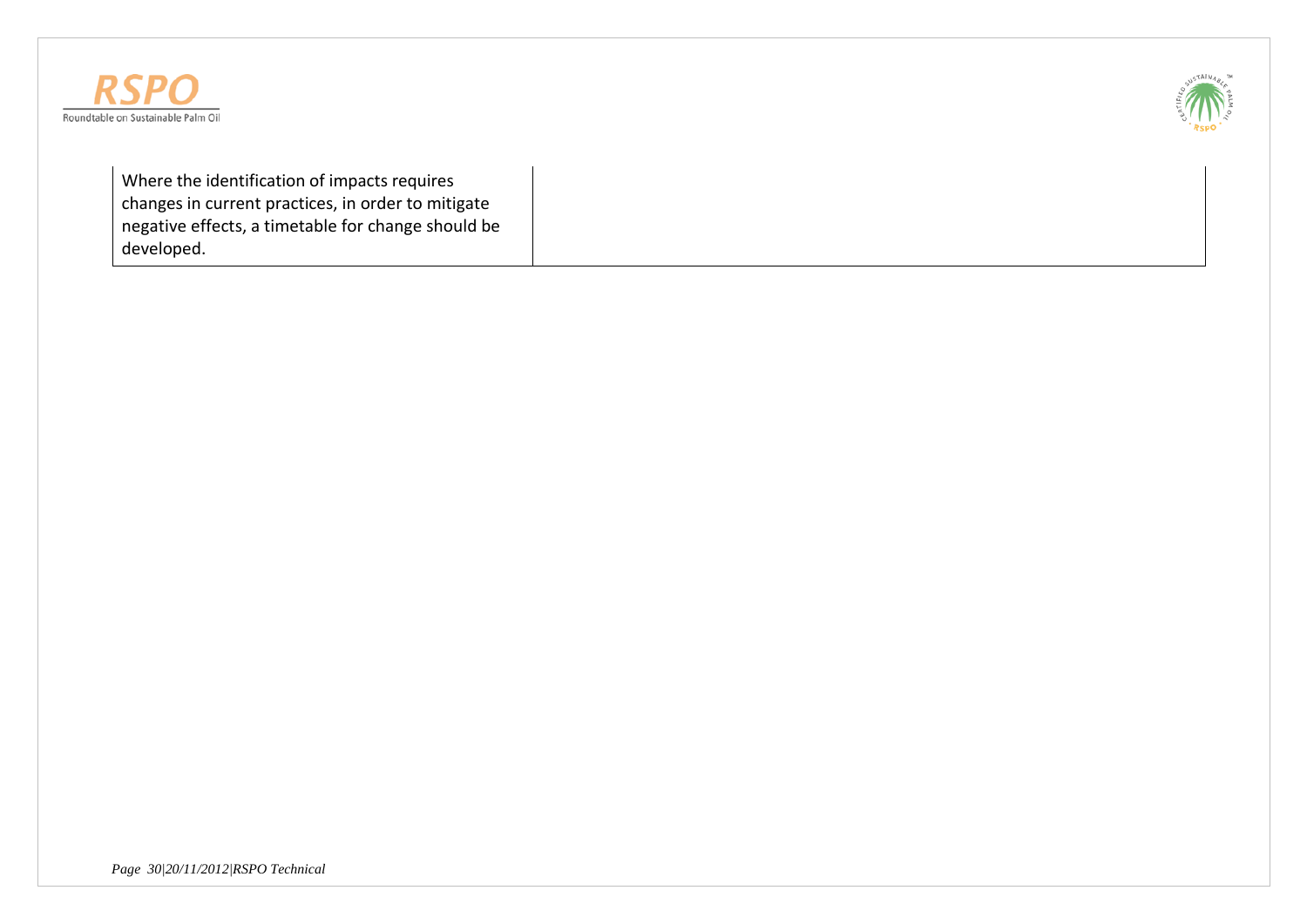| | |
|---|---|
| Where the identification of impacts requires changes in current practices, in order to mitigate negative effects, a timetable for change should be developed. | |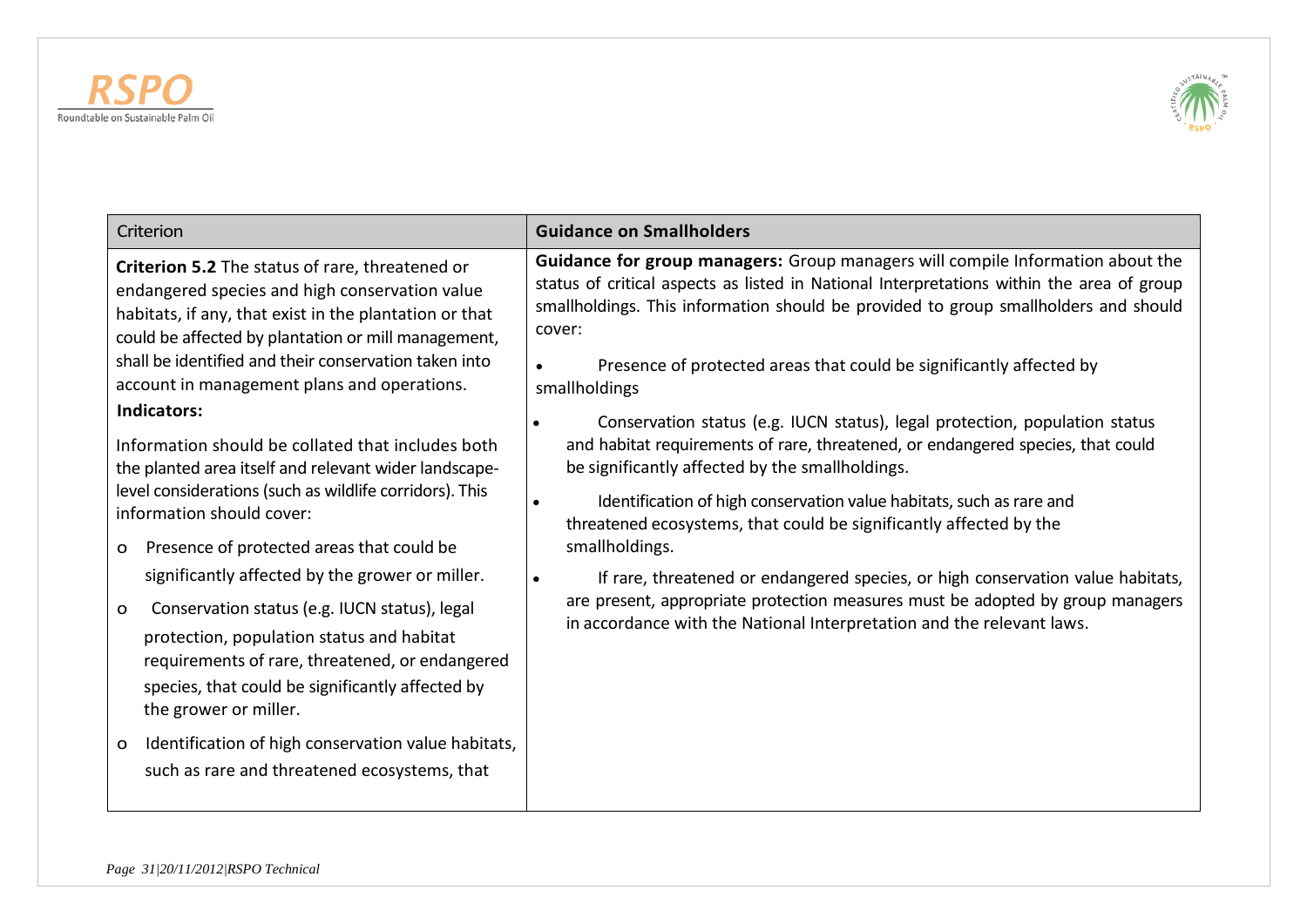| Criterion | Guidance on Smallholders |
| --- | --- |
| **Criterion 5.2** The status of rare, threatened or endangered species and high conservation value habitats, if any, that exist in the plantation or that could be affected by plantation or mill management, shall be identified and their conservation taken into account in management plans and operations.<br><br>**Indicators:**<br><br>Information should be collated that includes both the planted area itself and relevant wider landscape-level considerations (such as wildlife corridors). This information should cover:<br><br>o Presence of protected areas that could be significantly affected by the grower or miller.<br><br>o Conservation status (e.g. IUCN status), legal protection, population status and habitat requirements of rare, threatened, or endangered species, that could be significantly affected by the grower or miller.<br><br>o Identification of high conservation value habitats, such as rare and threatened ecosystems, that | **Guidance for group managers:** Group managers will compile Information about the status of critical aspects as listed in National Interpretations within the area of group smallholdings. This information should be provided to group smallholders and should cover:<br><br>• Presence of protected areas that could be significantly affected by smallholdings<br><br>• Conservation status (e.g. IUCN status), legal protection, population status and habitat requirements of rare, threatened, or endangered species, that could be significantly affected by the smallholdings.<br><br>• Identification of high conservation value habitats, such as rare and threatened ecosystems, that could be significantly affected by the smallholdings.<br><br>• If rare, threatened or endangered species, or high conservation value habitats, are present, appropriate protection measures must be adopted by group managers in accordance with the National Interpretation and the relevant laws. |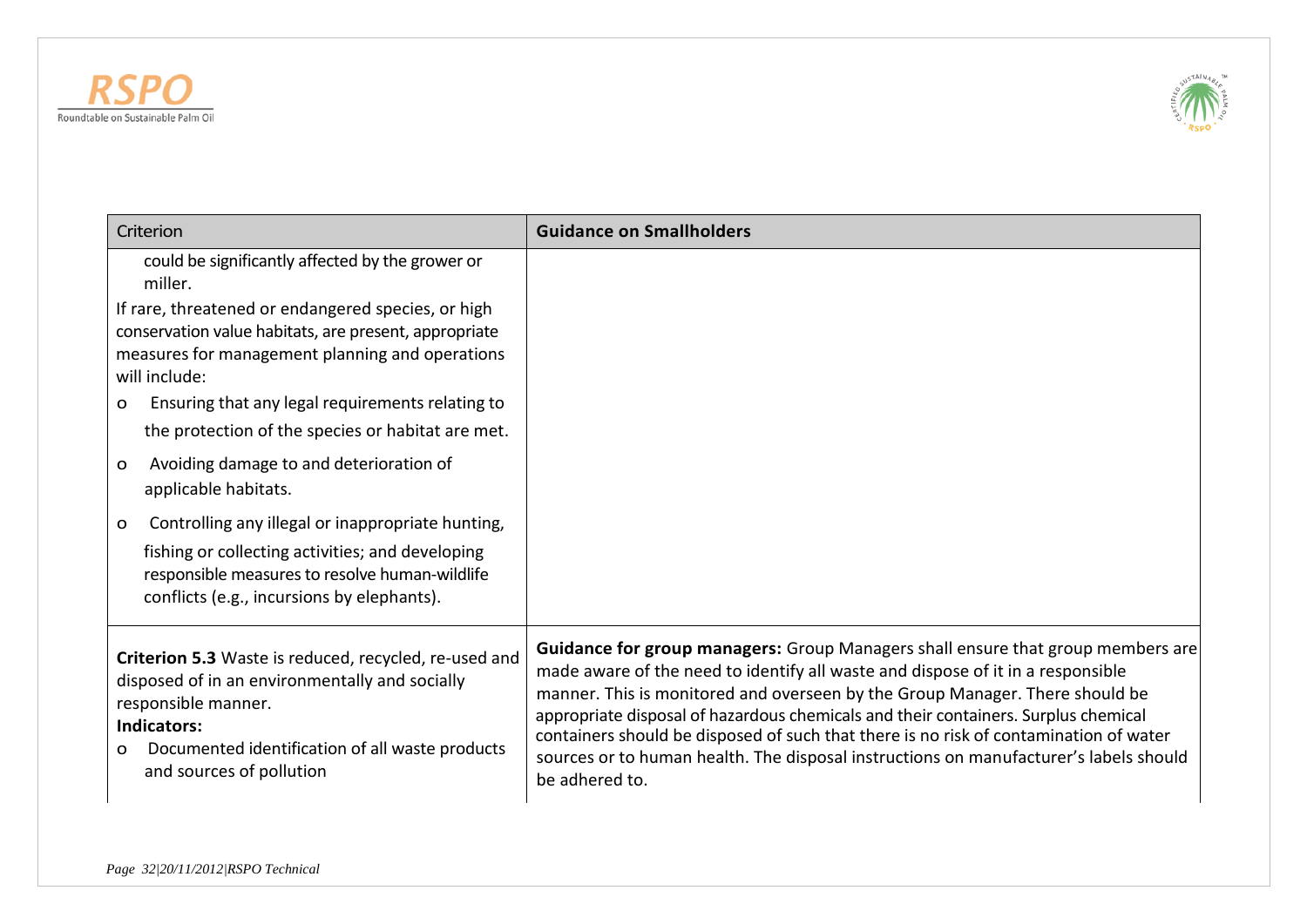| Criterion | Guidance on Smallholders |
|---|---|
| could be significantly affected by the grower or miller.<br><br>If rare, threatened or endangered species, or high conservation value habitats, are present, appropriate measures for management planning and operations will include:<br><br>o Ensuring that any legal requirements relating to the protection of the species or habitat are met.<br><br>o Avoiding damage to and deterioration of applicable habitats.<br><br>o Controlling any illegal or inappropriate hunting, fishing or collecting activities; and developing responsible measures to resolve human-wildlife conflicts (e.g., incursions by elephants). | |
| **Criterion 5.3** Waste is reduced, recycled, re-used and disposed of in an environmentally and socially responsible manner.<br><br>**Indicators:**<br><br>o Documented identification of all waste products and sources of pollution | **Guidance for group managers:** Group Managers shall ensure that group members are made aware of the need to identify all waste and dispose of it in a responsible manner. This is monitored and overseen by the Group Manager. There should be appropriate disposal of hazardous chemicals and their containers. Surplus chemical containers should be disposed of such that there is no risk of contamination of water sources or to human health. The disposal instructions on manufacturer's labels should be adhered to. |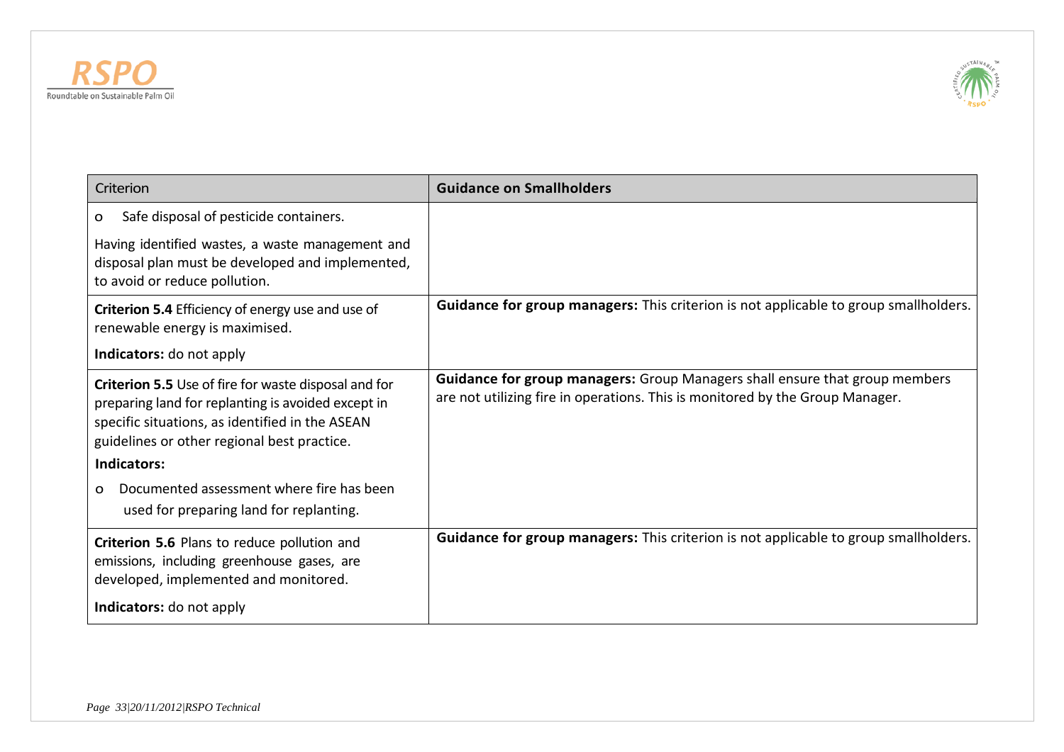| Criterion | Guidance on Smallholders |
|---|---|
| o Safe disposal of pesticide containers.<br><br>Having identified wastes, a waste management and disposal plan must be developed and implemented, to avoid or reduce pollution. | |
| **Criterion 5.4** Efficiency of energy use and use of renewable energy is maximised.<br><br>**Indicators:** do not apply | **Guidance for group managers:** This criterion is not applicable to group smallholders. |
| **Criterion 5.5** Use of fire for waste disposal and for preparing land for replanting is avoided except in specific situations, as identified in the ASEAN guidelines or other regional best practice.<br><br>**Indicators:**<br><br>o Documented assessment where fire has been used for preparing land for replanting. | **Guidance for group managers:** Group Managers shall ensure that group members are not utilizing fire in operations. This is monitored by the Group Manager. |
| **Criterion 5.6** Plans to reduce pollution and emissions, including greenhouse gases, are developed, implemented and monitored.<br><br>**Indicators:** do not apply | **Guidance for group managers:** This criterion is not applicable to group smallholders. |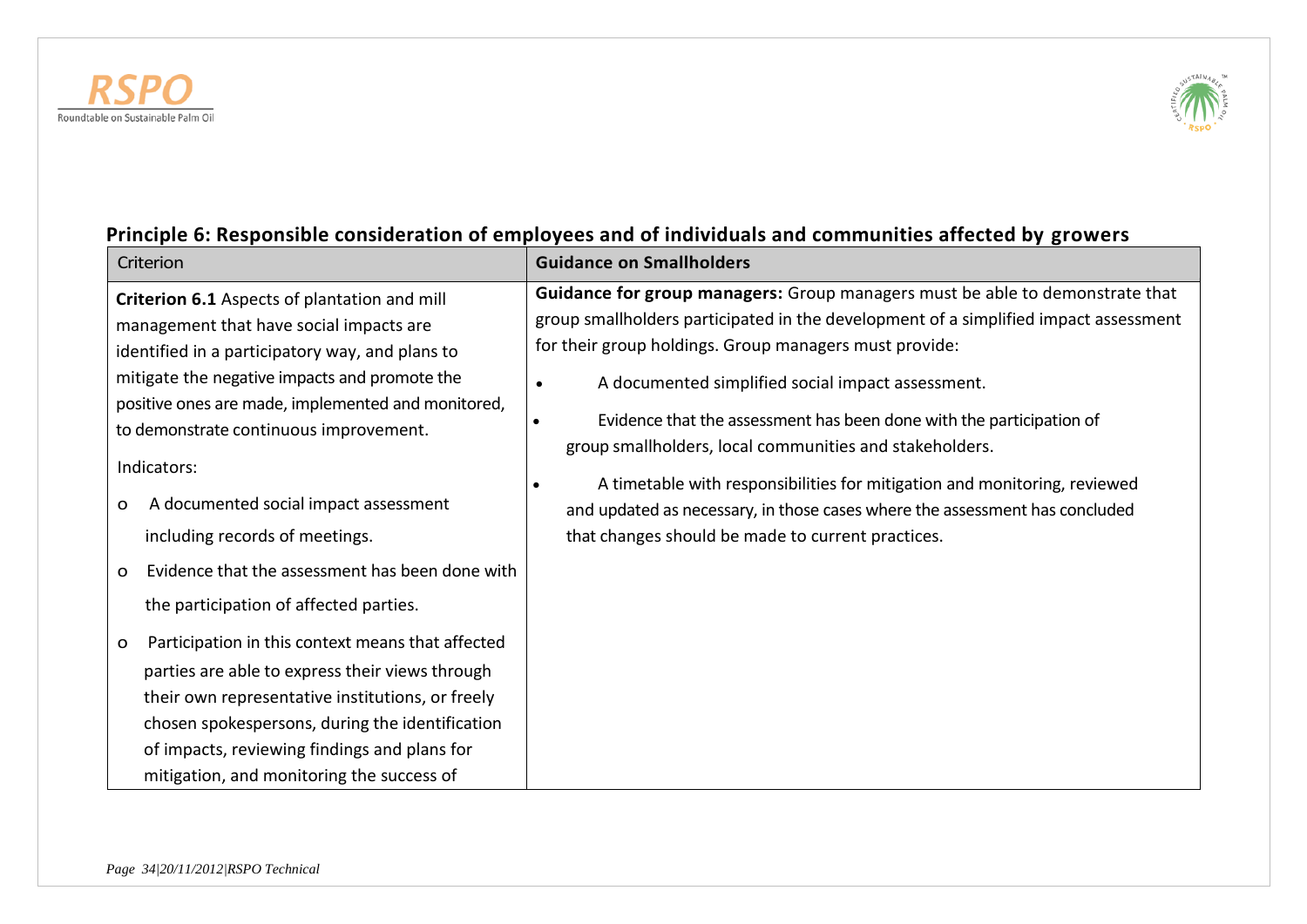## Principle 6: Responsible consideration of employees and of individuals and communities affected by growers

| Criterion | Guidance on Smallholders |
| --- | --- |
| **Criterion 6.1** Aspects of plantation and mill management that have social impacts are identified in a participatory way, and plans to mitigate the negative impacts and promote the positive ones are made, implemented and monitored, to demonstrate continuous improvement.<br><br>Indicators:<br><br>o A documented social impact assessment including records of meetings.<br><br>o Evidence that the assessment has been done with the participation of affected parties.<br><br>o Participation in this context means that affected parties are able to express their views through their own representative institutions, or freely chosen spokespersons, during the identification of impacts, reviewing findings and plans for mitigation, and monitoring the success of | **Guidance for group managers:** Group managers must be able to demonstrate that group smallholders participated in the development of a simplified impact assessment for their group holdings. Group managers must provide:<br><br>• A documented simplified social impact assessment.<br><br>• Evidence that the assessment has been done with the participation of group smallholders, local communities and stakeholders.<br><br>• A timetable with responsibilities for mitigation and monitoring, reviewed and updated as necessary, in those cases where the assessment has concluded that changes should be made to current practices. |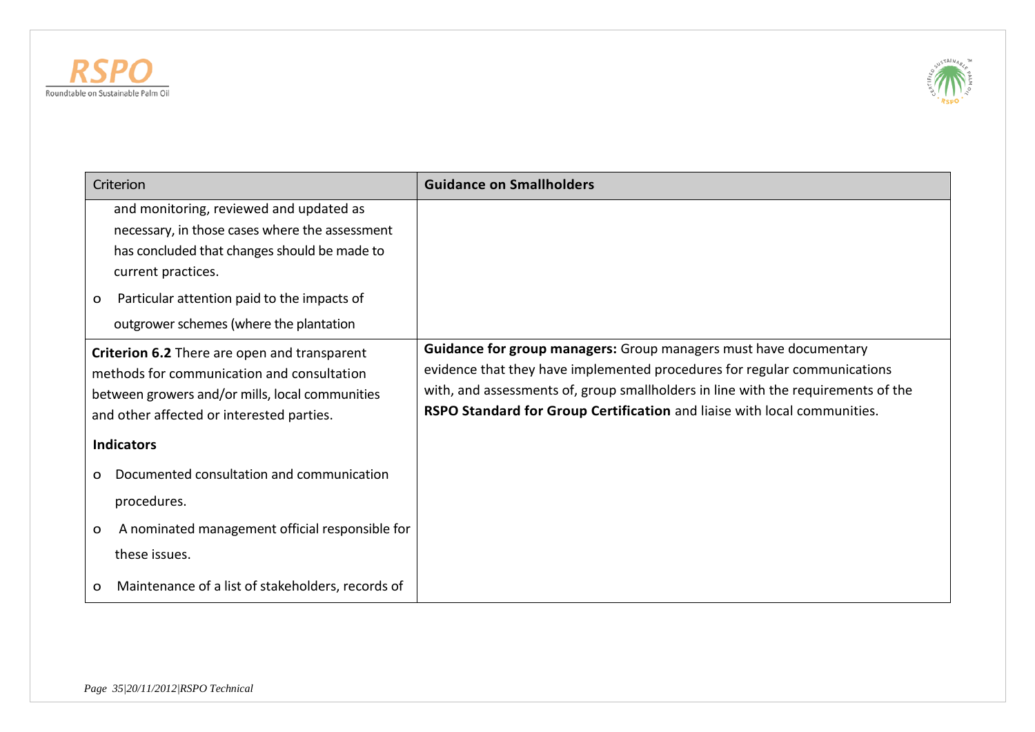| Criterion | Guidance on Smallholders |
|---|---|
| and monitoring, reviewed and updated as necessary, in those cases where the assessment has concluded that changes should be made to current practices.<br>o Particular attention paid to the impacts of outgrower schemes (where the plantation | |
| **Criterion 6.2** There are open and transparent methods for communication and consultation between growers and/or mills, local communities and other affected or interested parties.<br><br>**Indicators**<br><br>o Documented consultation and communication procedures.<br>o A nominated management official responsible for these issues.<br>o Maintenance of a list of stakeholders, records of | **Guidance for group managers:** Group managers must have documentary evidence that they have implemented procedures for regular communications with, and assessments of, group smallholders in line with the requirements of the **RSPO Standard for Group Certification** and liaise with local communities. |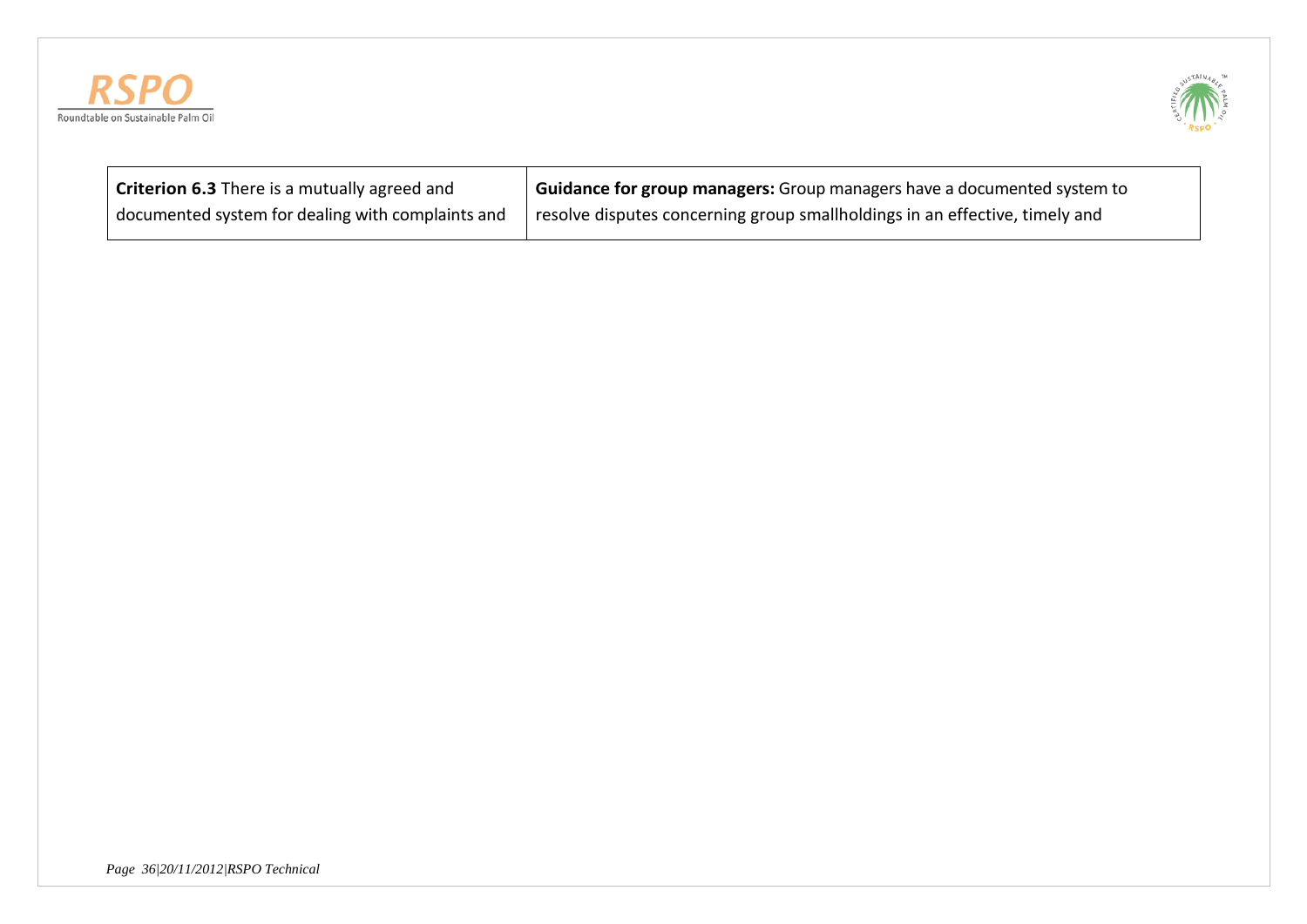| **Criterion 6.3** There is a mutually agreed and documented system for dealing with complaints and | **Guidance for group managers:** Group managers have a documented system to resolve disputes concerning group smallholdings in an effective, timely and |
|---|---|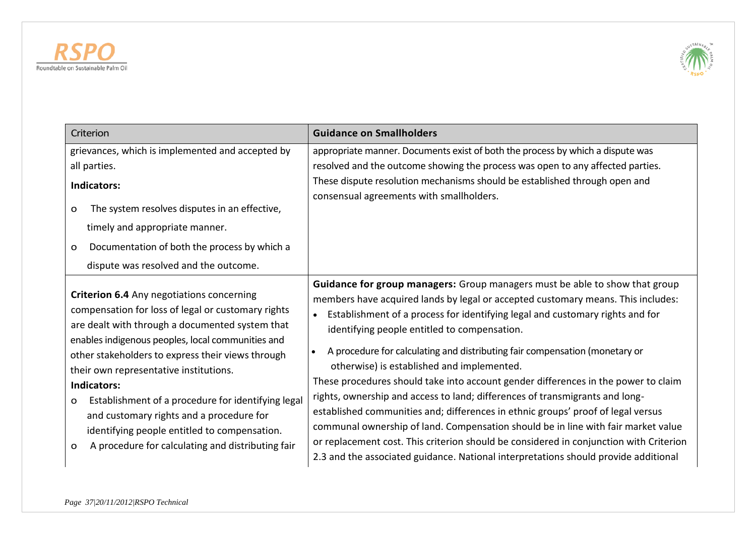| Criterion | Guidance on Smallholders |
|---|---|
| grievances, which is implemented and accepted by all parties.<br><br>**Indicators:**<br><br>o The system resolves disputes in an effective, timely and appropriate manner.<br><br>o Documentation of both the process by which a dispute was resolved and the outcome. | appropriate manner. Documents exist of both the process by which a dispute was resolved and the outcome showing the process was open to any affected parties. These dispute resolution mechanisms should be established through open and consensual agreements with smallholders. |
| **Criterion 6.4** Any negotiations concerning compensation for loss of legal or customary rights are dealt with through a documented system that enables indigenous peoples, local communities and other stakeholders to express their views through their own representative institutions.<br><br>**Indicators:**<br><br>o Establishment of a procedure for identifying legal and customary rights and a procedure for identifying people entitled to compensation.<br><br>o A procedure for calculating and distributing fair | **Guidance for group managers:** Group managers must be able to show that group members have acquired lands by legal or accepted customary means. This includes:<br><br>• Establishment of a process for identifying legal and customary rights and for identifying people entitled to compensation.<br><br>• A procedure for calculating and distributing fair compensation (monetary or otherwise) is established and implemented.<br><br>These procedures should take into account gender differences in the power to claim rights, ownership and access to land; differences of transmigrants and long-established communities and; differences in ethnic groups' proof of legal versus communal ownership of land. Compensation should be in line with fair market value or replacement cost. This criterion should be considered in conjunction with Criterion 2.3 and the associated guidance. National interpretations should provide additional |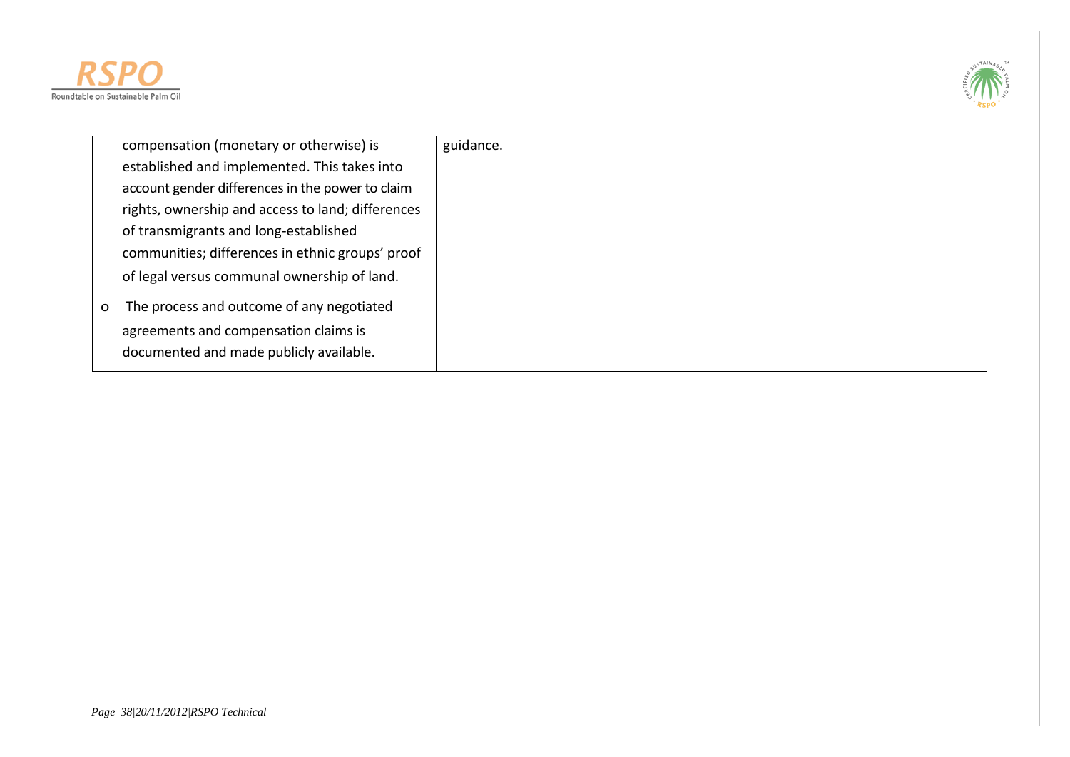| | |
|---|---|
| compensation (monetary or otherwise) is established and implemented. This takes into account gender differences in the power to claim rights, ownership and access to land; differences of transmigrants and long-established communities; differences in ethnic groups' proof of legal versus communal ownership of land.<br><br>o The process and outcome of any negotiated agreements and compensation claims is documented and made publicly available. | guidance. |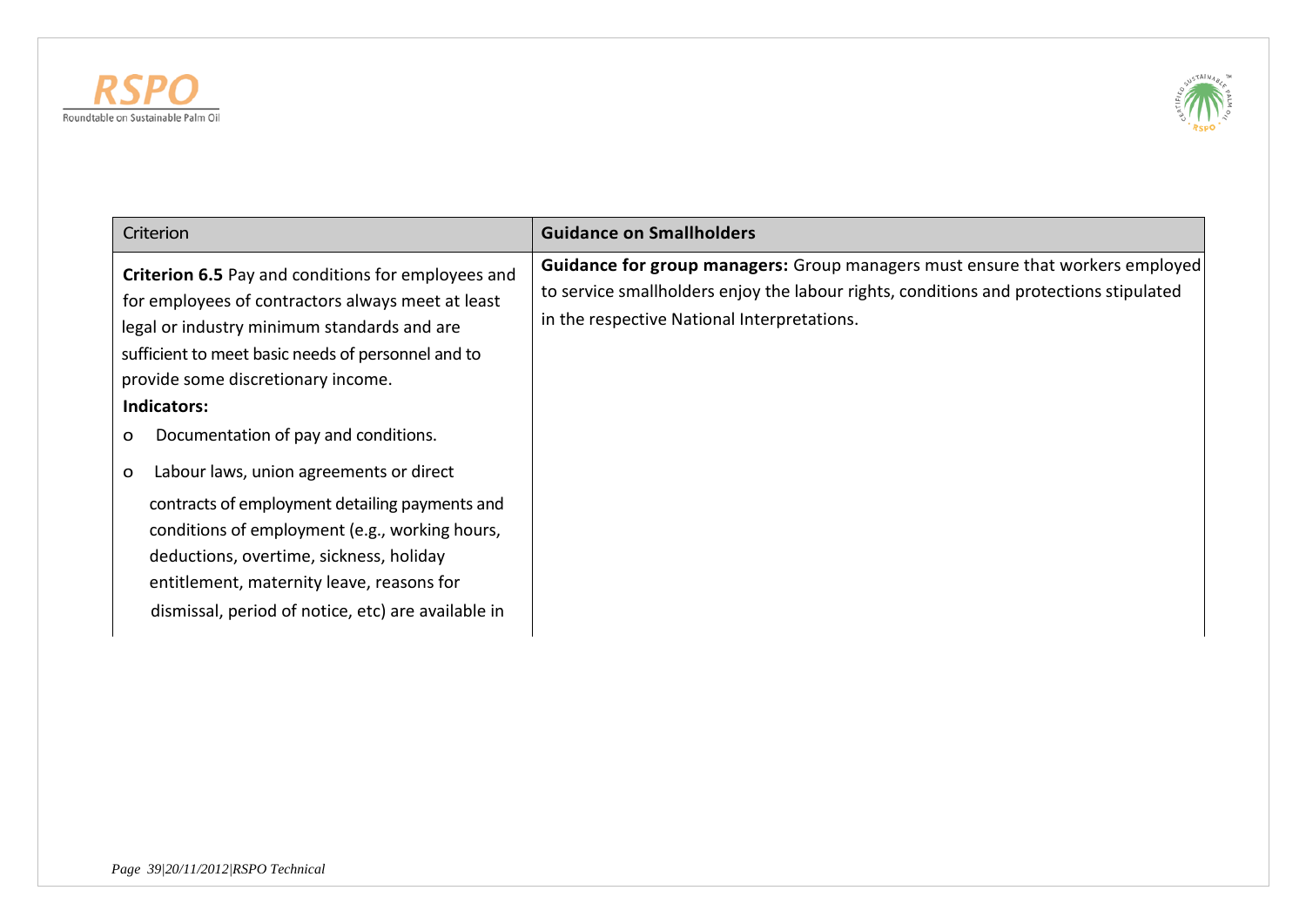| Criterion | Guidance on Smallholders |
| --- | --- |
| **Criterion 6.5** Pay and conditions for employees and for employees of contractors always meet at least legal or industry minimum standards and are sufficient to meet basic needs of personnel and to provide some discretionary income.<br>**Indicators:**<br>o Documentation of pay and conditions.<br>o Labour laws, union agreements or direct contracts of employment detailing payments and conditions of employment (e.g., working hours, deductions, overtime, sickness, holiday entitlement, maternity leave, reasons for dismissal, period of notice, etc) are available in | **Guidance for group managers:** Group managers must ensure that workers employed to service smallholders enjoy the labour rights, conditions and protections stipulated in the respective National Interpretations. |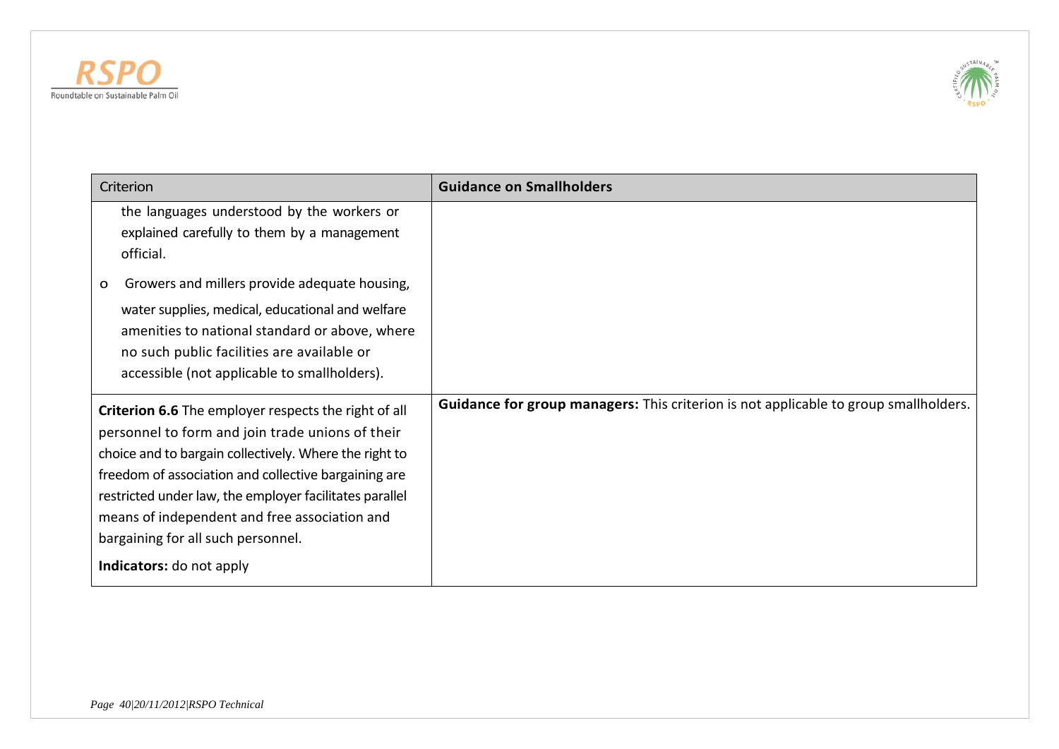| Criterion | Guidance on Smallholders |
|---|---|
| the languages understood by the workers or explained carefully to them by a management official.<br><br>o Growers and millers provide adequate housing, water supplies, medical, educational and welfare amenities to national standard or above, where no such public facilities are available or accessible (not applicable to smallholders). | |
| **Criterion 6.6** The employer respects the right of all personnel to form and join trade unions of their choice and to bargain collectively. Where the right to freedom of association and collective bargaining are restricted under law, the employer facilitates parallel means of independent and free association and bargaining for all such personnel.<br><br>**Indicators:** do not apply | **Guidance for group managers:** This criterion is not applicable to group smallholders. |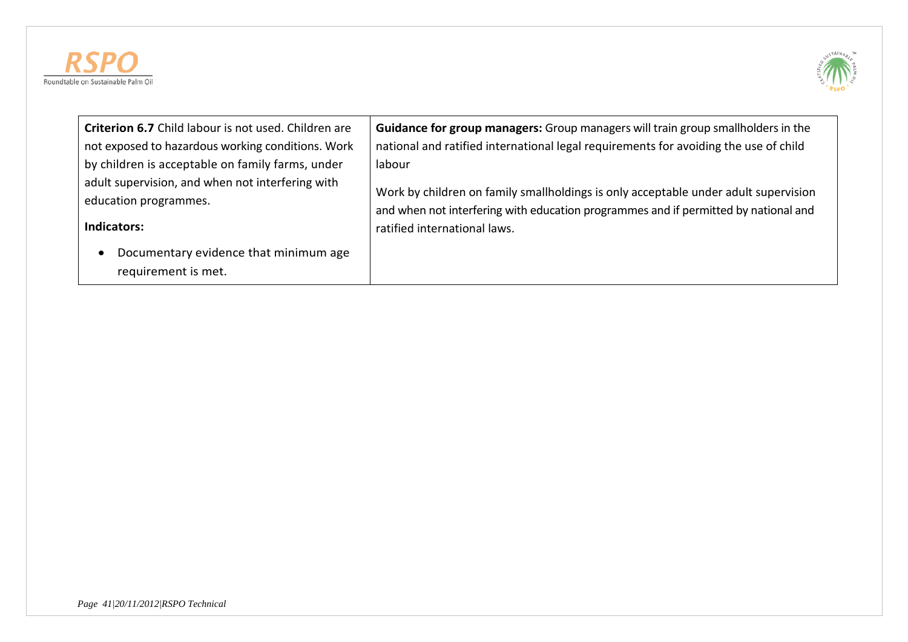| **Criterion 6.7** Child labour is not used. Children are not exposed to hazardous working conditions. Work by children is acceptable on family farms, under adult supervision, and when not interfering with education programmes.<br><br>**Indicators:**<br><br>• Documentary evidence that minimum age requirement is met. | **Guidance for group managers:** Group managers will train group smallholders in the national and ratified international legal requirements for avoiding the use of child labour<br><br>Work by children on family smallholdings is only acceptable under adult supervision and when not interfering with education programmes and if permitted by national and ratified international laws. |
|---|---|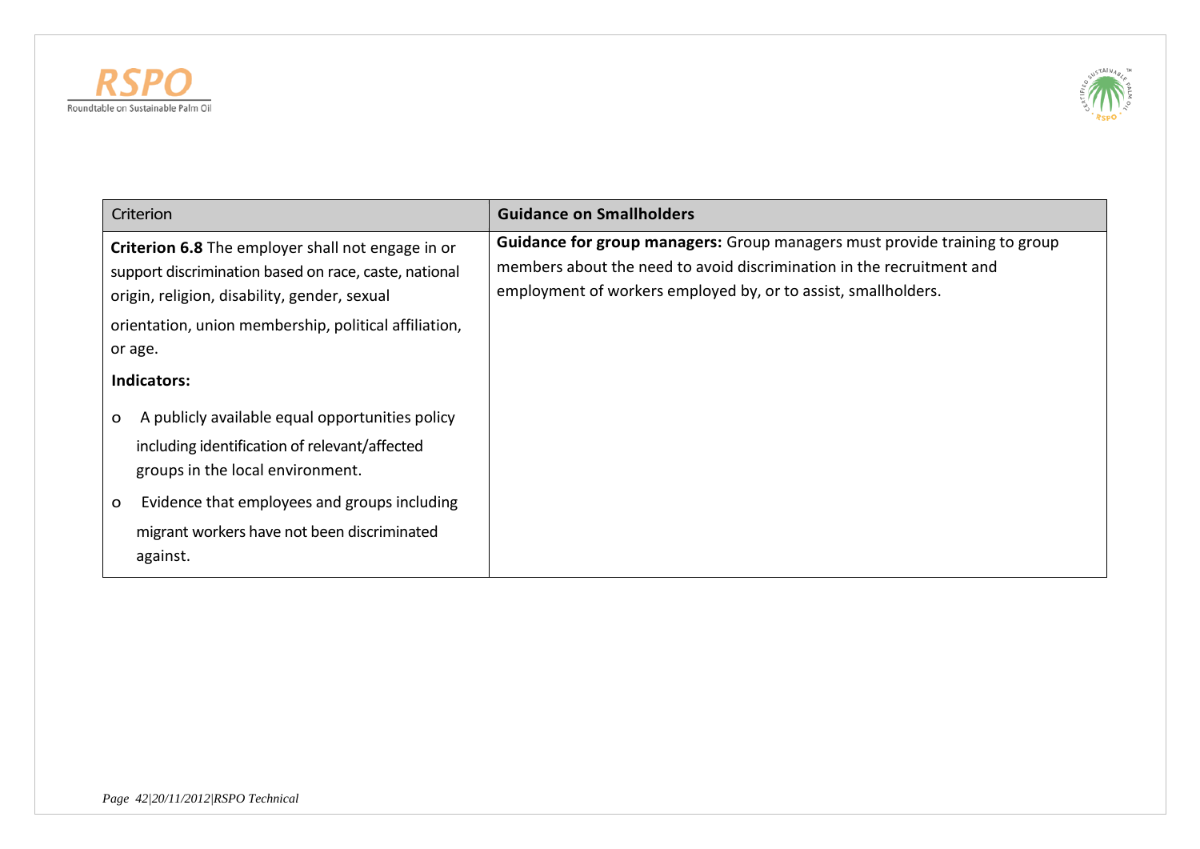| Criterion | Guidance on Smallholders |
| --- | --- |
| **Criterion 6.8** The employer shall not engage in or support discrimination based on race, caste, national origin, religion, disability, gender, sexual orientation, union membership, political affiliation, or age.<br><br>**Indicators:**<br><br>o A publicly available equal opportunities policy including identification of relevant/affected groups in the local environment.<br><br>o Evidence that employees and groups including migrant workers have not been discriminated against. | **Guidance for group managers:** Group managers must provide training to group members about the need to avoid discrimination in the recruitment and employment of workers employed by, or to assist, smallholders. |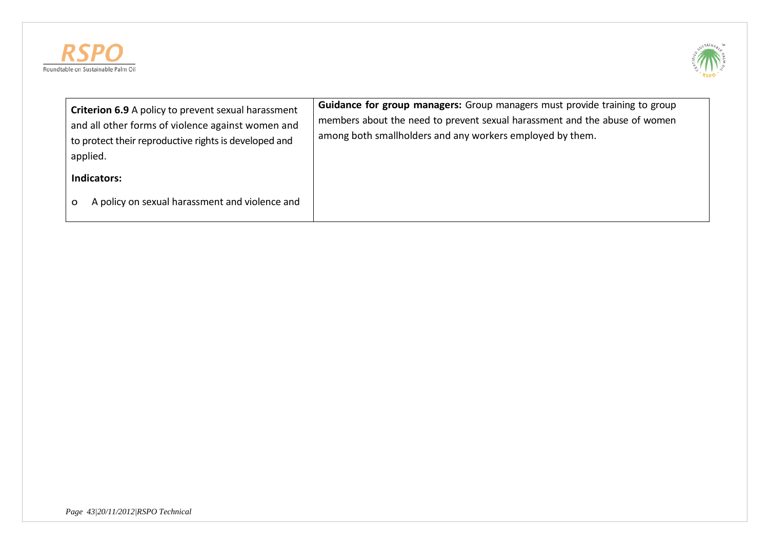| **Criterion 6.9** A policy to prevent sexual harassment and all other forms of violence against women and to protect their reproductive rights is developed and applied.<br><br>**Indicators:**<br><br>o A policy on sexual harassment and violence and | **Guidance for group managers:** Group managers must provide training to group members about the need to prevent sexual harassment and the abuse of women among both smallholders and any workers employed by them. |
|---|---|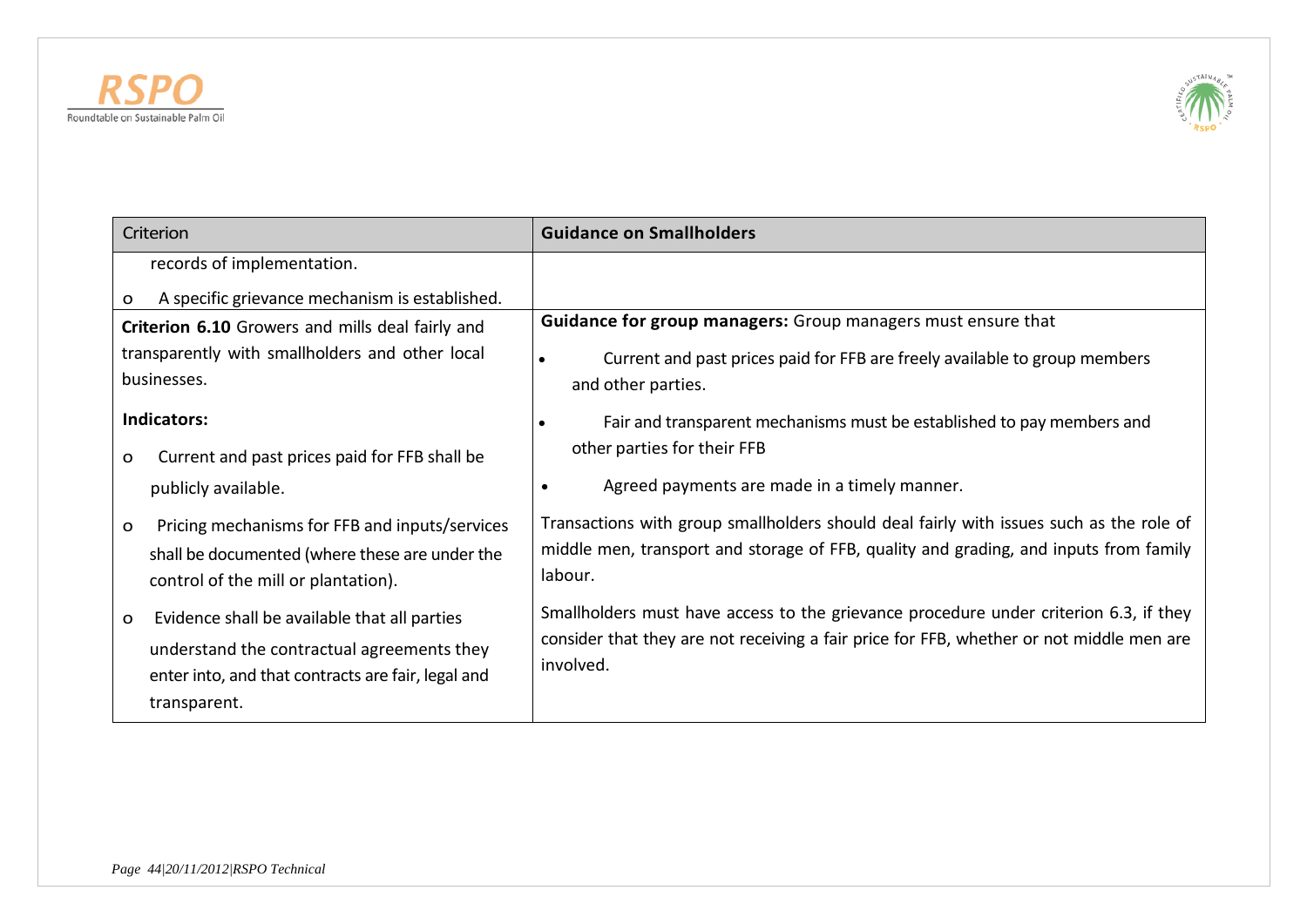| Criterion | Guidance on Smallholders |
|---|---|
| records of implementation.<br><br>o A specific grievance mechanism is established. | |
| **Criterion 6.10** Growers and mills deal fairly and transparently with smallholders and other local businesses.<br><br>**Indicators:**<br><br>o Current and past prices paid for FFB shall be publicly available.<br><br>o Pricing mechanisms for FFB and inputs/services shall be documented (where these are under the control of the mill or plantation).<br><br>o Evidence shall be available that all parties understand the contractual agreements they enter into, and that contracts are fair, legal and transparent. | **Guidance for group managers:** Group managers must ensure that<br><br>• Current and past prices paid for FFB are freely available to group members and other parties.<br><br>• Fair and transparent mechanisms must be established to pay members and other parties for their FFB<br><br>• Agreed payments are made in a timely manner.<br><br>Transactions with group smallholders should deal fairly with issues such as the role of middle men, transport and storage of FFB, quality and grading, and inputs from family labour.<br><br>Smallholders must have access to the grievance procedure under criterion 6.3, if they consider that they are not receiving a fair price for FFB, whether or not middle men are involved. |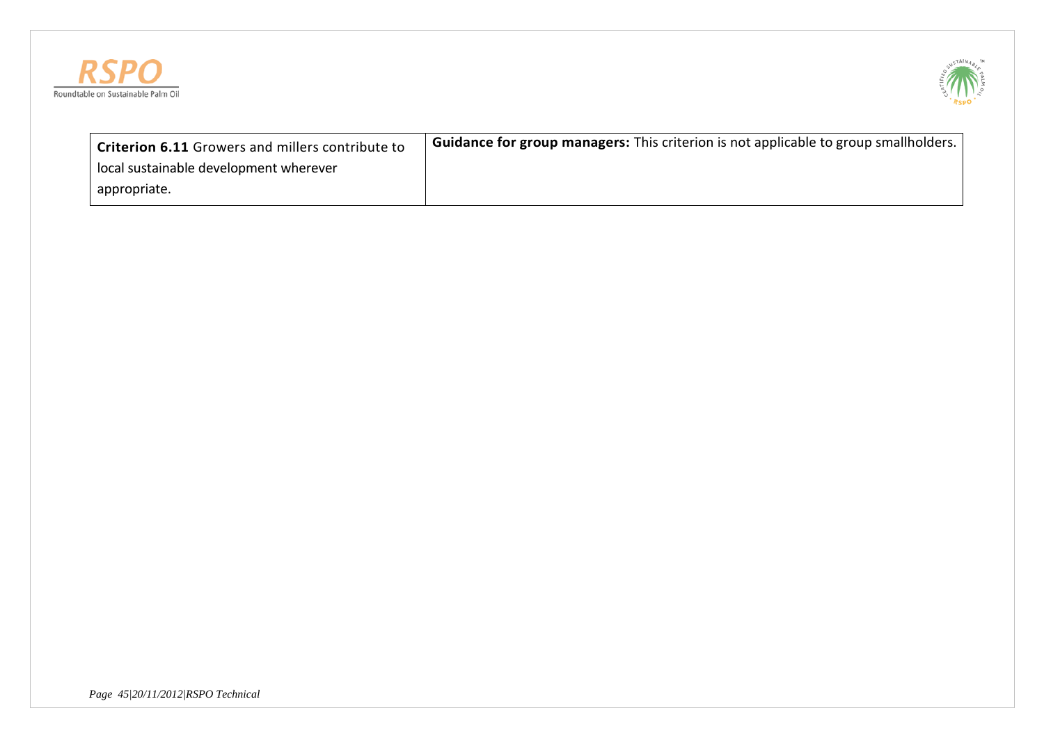| **Criterion 6.11** Growers and millers contribute to local sustainable development wherever appropriate. | **Guidance for group managers:** This criterion is not applicable to group smallholders. |
| --- | --- |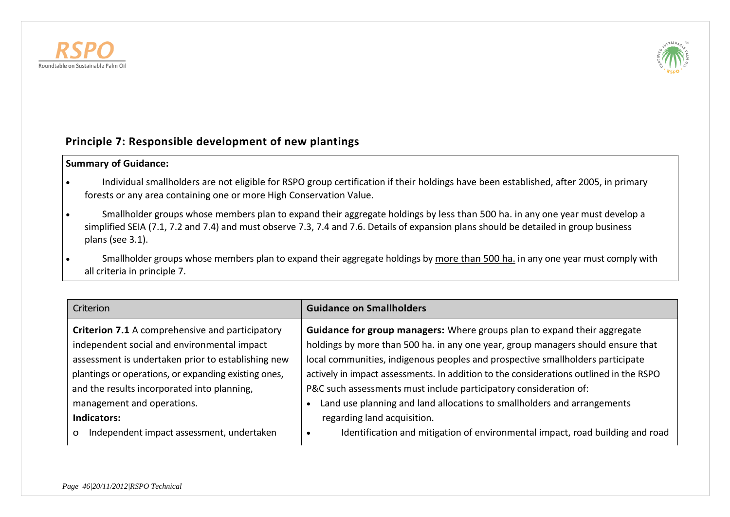## Principle 7: Responsible development of new plantings

**Summary of Guidance:**

- Individual smallholders are not eligible for RSPO group certification if their holdings have been established, after 2005, in primary forests or any area containing one or more High Conservation Value.
- Smallholder groups whose members plan to expand their aggregate holdings by less than 500 ha. in any one year must develop a simplified SEIA (7.1, 7.2 and 7.4) and must observe 7.3, 7.4 and 7.6. Details of expansion plans should be detailed in group business plans (see 3.1).
- Smallholder groups whose members plan to expand their aggregate holdings by more than 500 ha. in any one year must comply with all criteria in principle 7.

| Criterion | **Guidance on Smallholders** |
|---|---|
| **Criterion 7.1** A comprehensive and participatory independent social and environmental impact assessment is undertaken prior to establishing new plantings or operations, or expanding existing ones, and the results incorporated into planning, management and operations.<br>**Indicators:**<br>o Independent impact assessment, undertaken | **Guidance for group managers:** Where groups plan to expand their aggregate holdings by more than 500 ha. in any one year, group managers should ensure that local communities, indigenous peoples and prospective smallholders participate actively in impact assessments. In addition to the considerations outlined in the RSPO P&C such assessments must include participatory consideration of:<br>• Land use planning and land allocations to smallholders and arrangements regarding land acquisition.<br>• Identification and mitigation of environmental impact, road building and road |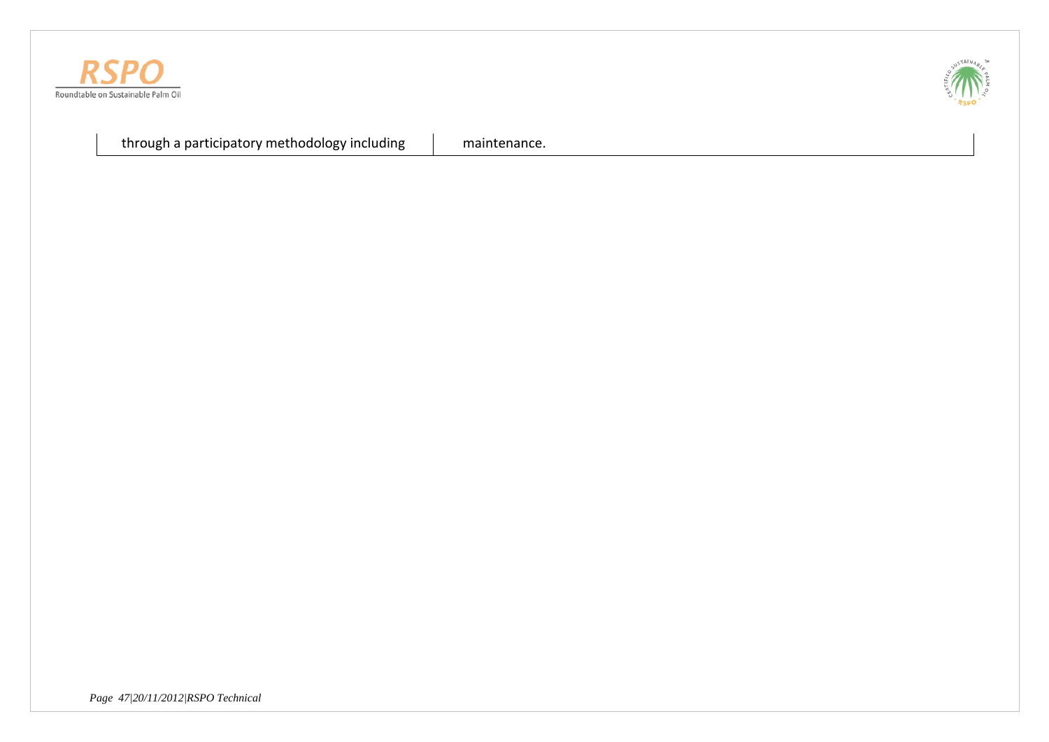| | |
|---|---|
| through a participatory methodology including | maintenance. |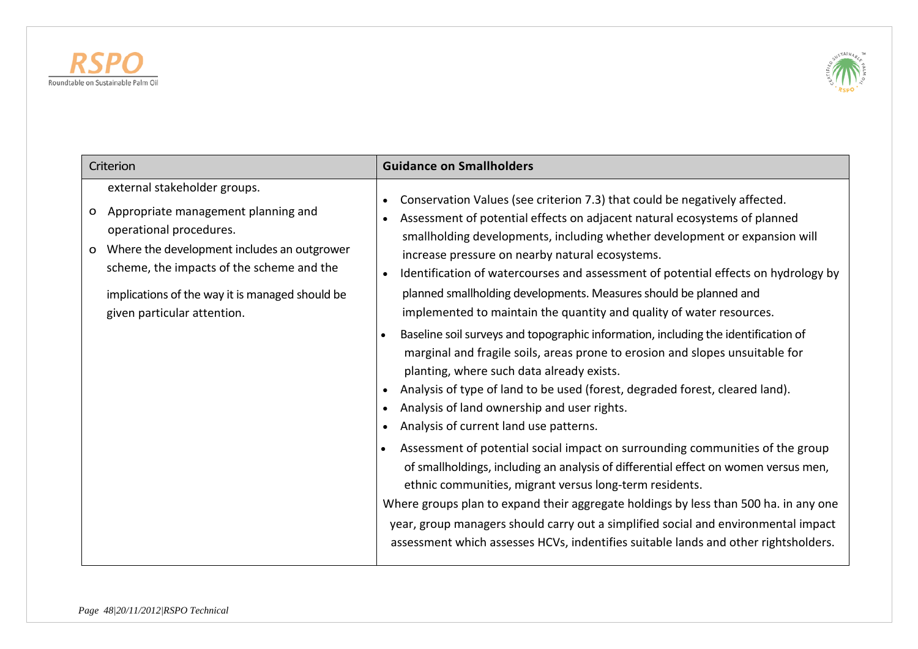| Criterion | Guidance on Smallholders |
| --- | --- |
| external stakeholder groups.<br>o Appropriate management planning and operational procedures.<br>o Where the development includes an outgrower scheme, the impacts of the scheme and the implications of the way it is managed should be given particular attention. | • Conservation Values (see criterion 7.3) that could be negatively affected.<br>• Assessment of potential effects on adjacent natural ecosystems of planned smallholding developments, including whether development or expansion will increase pressure on nearby natural ecosystems.<br>• Identification of watercourses and assessment of potential effects on hydrology by planned smallholding developments. Measures should be planned and implemented to maintain the quantity and quality of water resources.<br>• Baseline soil surveys and topographic information, including the identification of marginal and fragile soils, areas prone to erosion and slopes unsuitable for planting, where such data already exists.<br>• Analysis of type of land to be used (forest, degraded forest, cleared land).<br>• Analysis of land ownership and user rights.<br>• Analysis of current land use patterns.<br>• Assessment of potential social impact on surrounding communities of the group of smallholdings, including an analysis of differential effect on women versus men, ethnic communities, migrant versus long-term residents.<br>Where groups plan to expand their aggregate holdings by less than 500 ha. in any one year, group managers should carry out a simplified social and environmental impact assessment which assesses HCVs, indentifies suitable lands and other rightsholders. |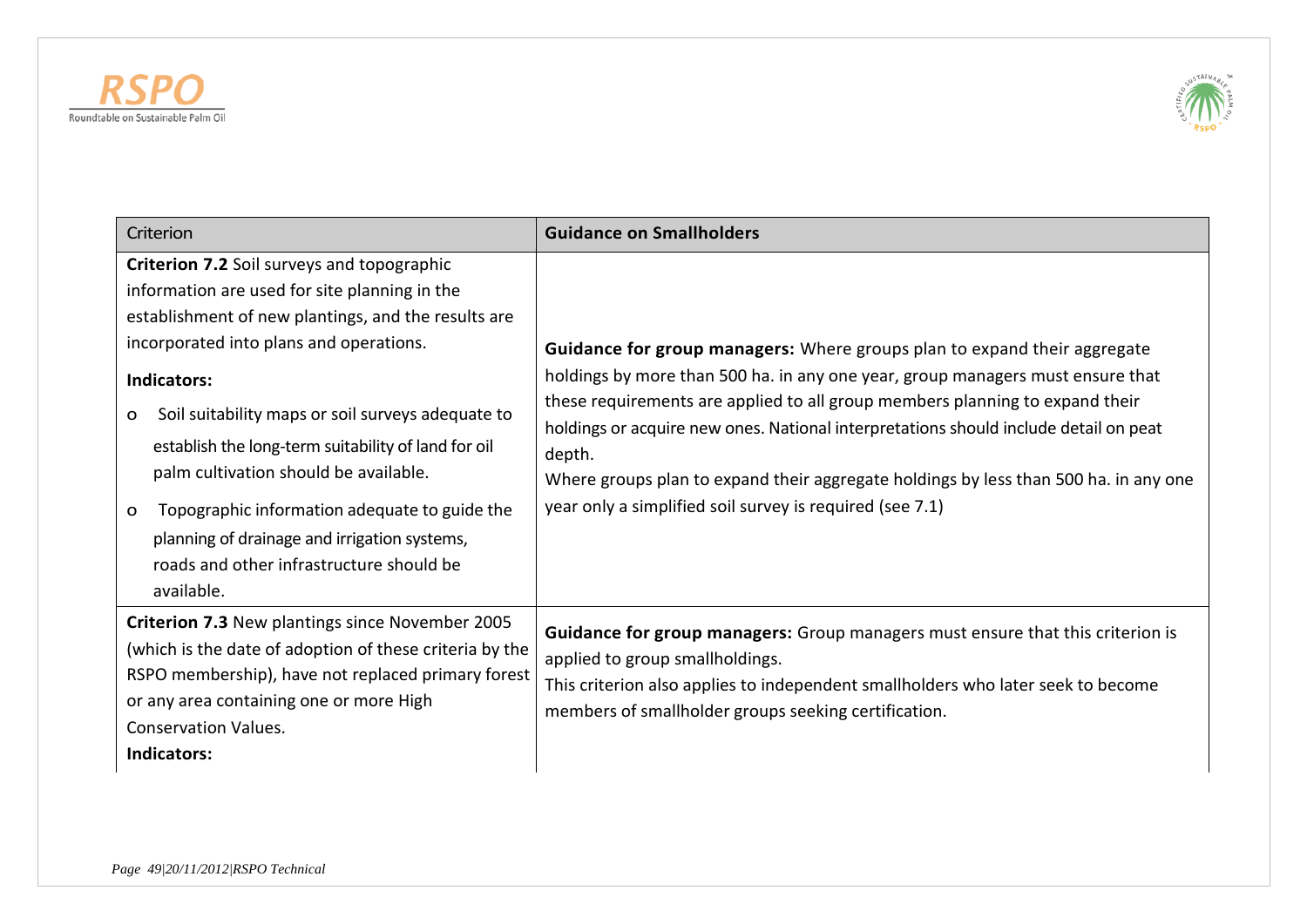| Criterion | **Guidance on Smallholders** |
|---|---|
| **Criterion 7.2** Soil surveys and topographic information are used for site planning in the establishment of new plantings, and the results are incorporated into plans and operations.<br><br>**Indicators:**<br><br>o Soil suitability maps or soil surveys adequate to establish the long-term suitability of land for oil palm cultivation should be available.<br><br>o Topographic information adequate to guide the planning of drainage and irrigation systems, roads and other infrastructure should be available. | **Guidance for group managers:** Where groups plan to expand their aggregate holdings by more than 500 ha. in any one year, group managers must ensure that these requirements are applied to all group members planning to expand their holdings or acquire new ones. National interpretations should include detail on peat depth.<br>Where groups plan to expand their aggregate holdings by less than 500 ha. in any one year only a simplified soil survey is required (see 7.1) |
| **Criterion 7.3** New plantings since November 2005 (which is the date of adoption of these criteria by the RSPO membership), have not replaced primary forest or any area containing one or more High Conservation Values.<br>**Indicators:** | **Guidance for group managers:** Group managers must ensure that this criterion is applied to group smallholdings.<br>This criterion also applies to independent smallholders who later seek to become members of smallholder groups seeking certification. |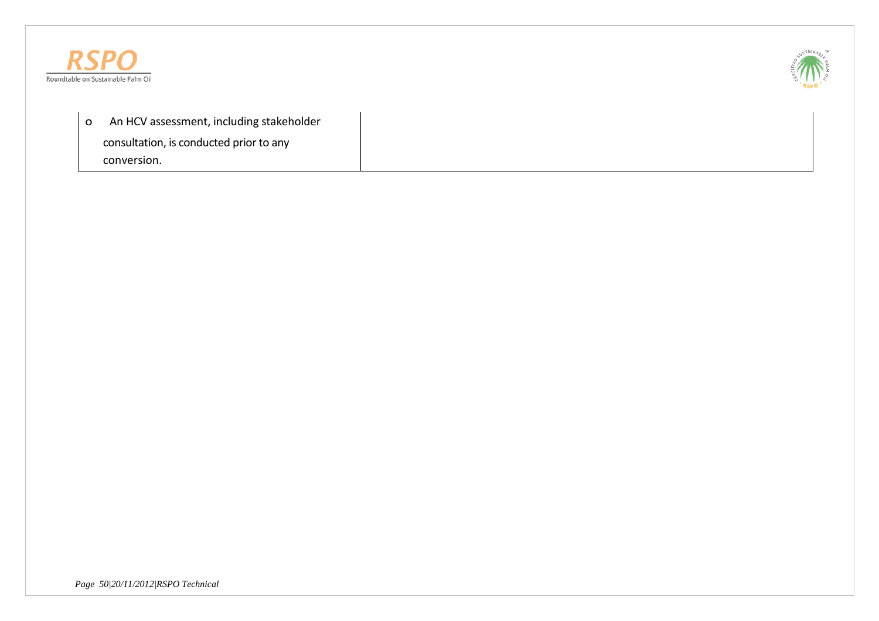| | |
|---|---|
| o An HCV assessment, including stakeholder consultation, is conducted prior to any conversion. | |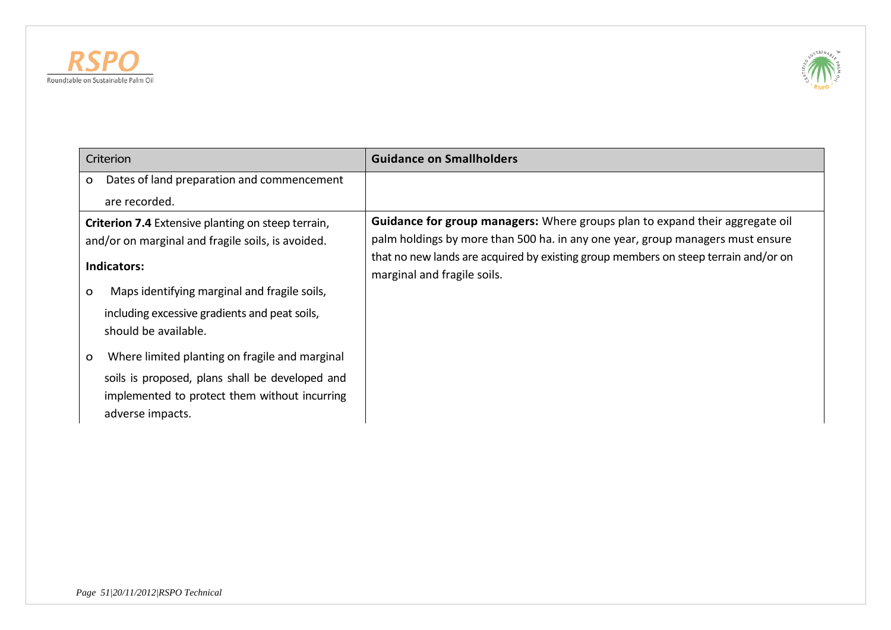| Criterion | Guidance on Smallholders |
| --- | --- |
| o Dates of land preparation and commencement are recorded. | |
| **Criterion 7.4** Extensive planting on steep terrain, and/or on marginal and fragile soils, is avoided.<br><br>**Indicators:**<br><br>o Maps identifying marginal and fragile soils, including excessive gradients and peat soils, should be available.<br><br>o Where limited planting on fragile and marginal soils is proposed, plans shall be developed and implemented to protect them without incurring adverse impacts. | **Guidance for group managers:** Where groups plan to expand their aggregate oil palm holdings by more than 500 ha. in any one year, group managers must ensure that no new lands are acquired by existing group members on steep terrain and/or on marginal and fragile soils. |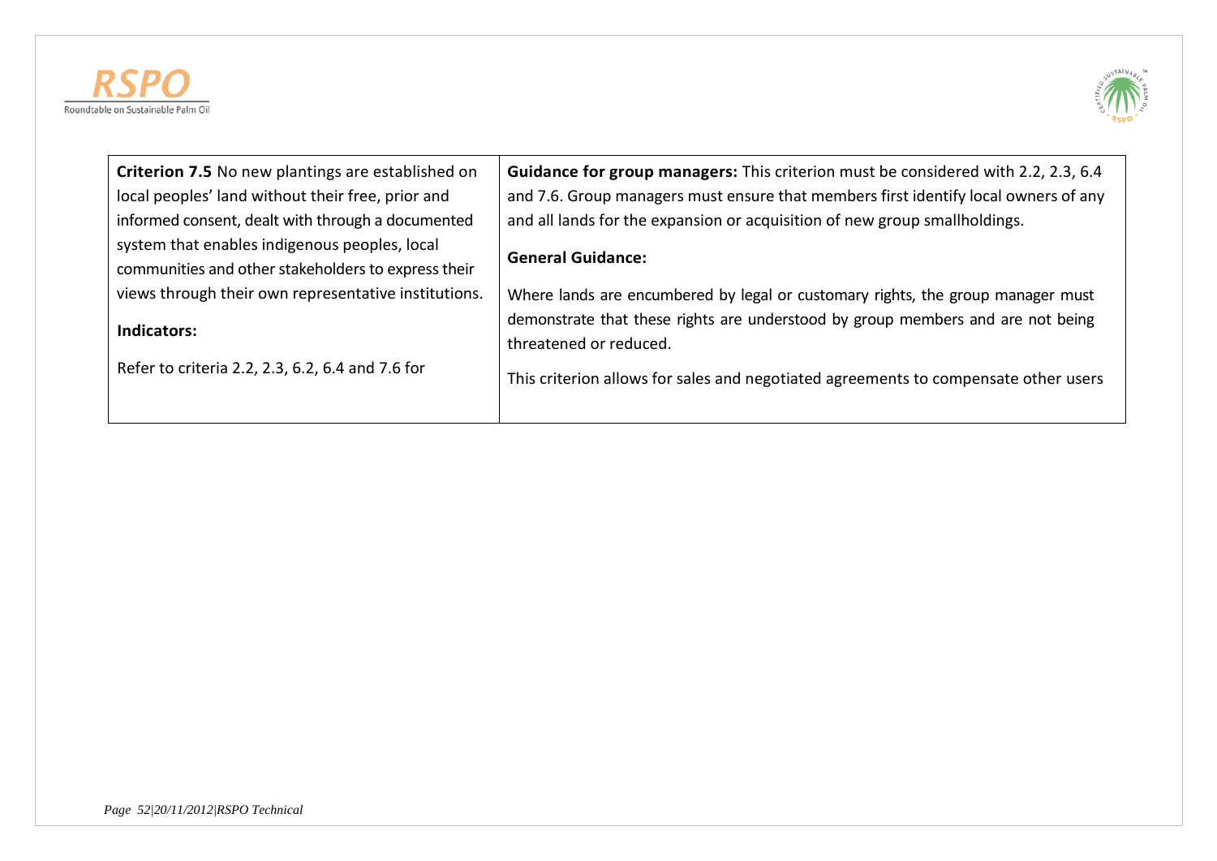| **Criterion 7.5** No new plantings are established on local peoples' land without their free, prior and informed consent, dealt with through a documented system that enables indigenous peoples, local communities and other stakeholders to express their views through their own representative institutions.<br><br>**Indicators:**<br><br>Refer to criteria 2.2, 2.3, 6.2, 6.4 and 7.6 for | **Guidance for group managers:** This criterion must be considered with 2.2, 2.3, 6.4 and 7.6. Group managers must ensure that members first identify local owners of any and all lands for the expansion or acquisition of new group smallholdings.<br><br>**General Guidance:**<br><br>Where lands are encumbered by legal or customary rights, the group manager must demonstrate that these rights are understood by group members and are not being threatened or reduced.<br><br>This criterion allows for sales and negotiated agreements to compensate other users |
|---|---|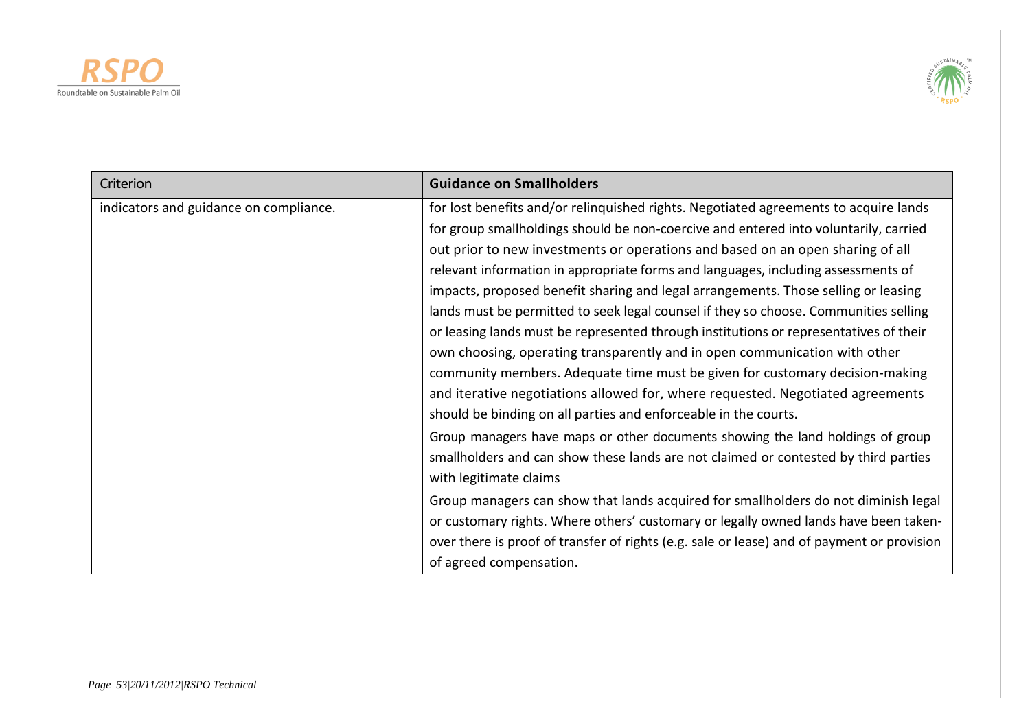| Criterion | **Guidance on Smallholders** |
| --- | --- |
| indicators and guidance on compliance. | for lost benefits and/or relinquished rights. Negotiated agreements to acquire lands for group smallholdings should be non-coercive and entered into voluntarily, carried out prior to new investments or operations and based on an open sharing of all relevant information in appropriate forms and languages, including assessments of impacts, proposed benefit sharing and legal arrangements. Those selling or leasing lands must be permitted to seek legal counsel if they so choose. Communities selling or leasing lands must be represented through institutions or representatives of their own choosing, operating transparently and in open communication with other community members. Adequate time must be given for customary decision-making and iterative negotiations allowed for, where requested. Negotiated agreements should be binding on all parties and enforceable in the courts.<br>Group managers have maps or other documents showing the land holdings of group smallholders and can show these lands are not claimed or contested by third parties with legitimate claims<br>Group managers can show that lands acquired for smallholders do not diminish legal or customary rights. Where others' customary or legally owned lands have been taken-over there is proof of transfer of rights (e.g. sale or lease) and of payment or provision of agreed compensation. |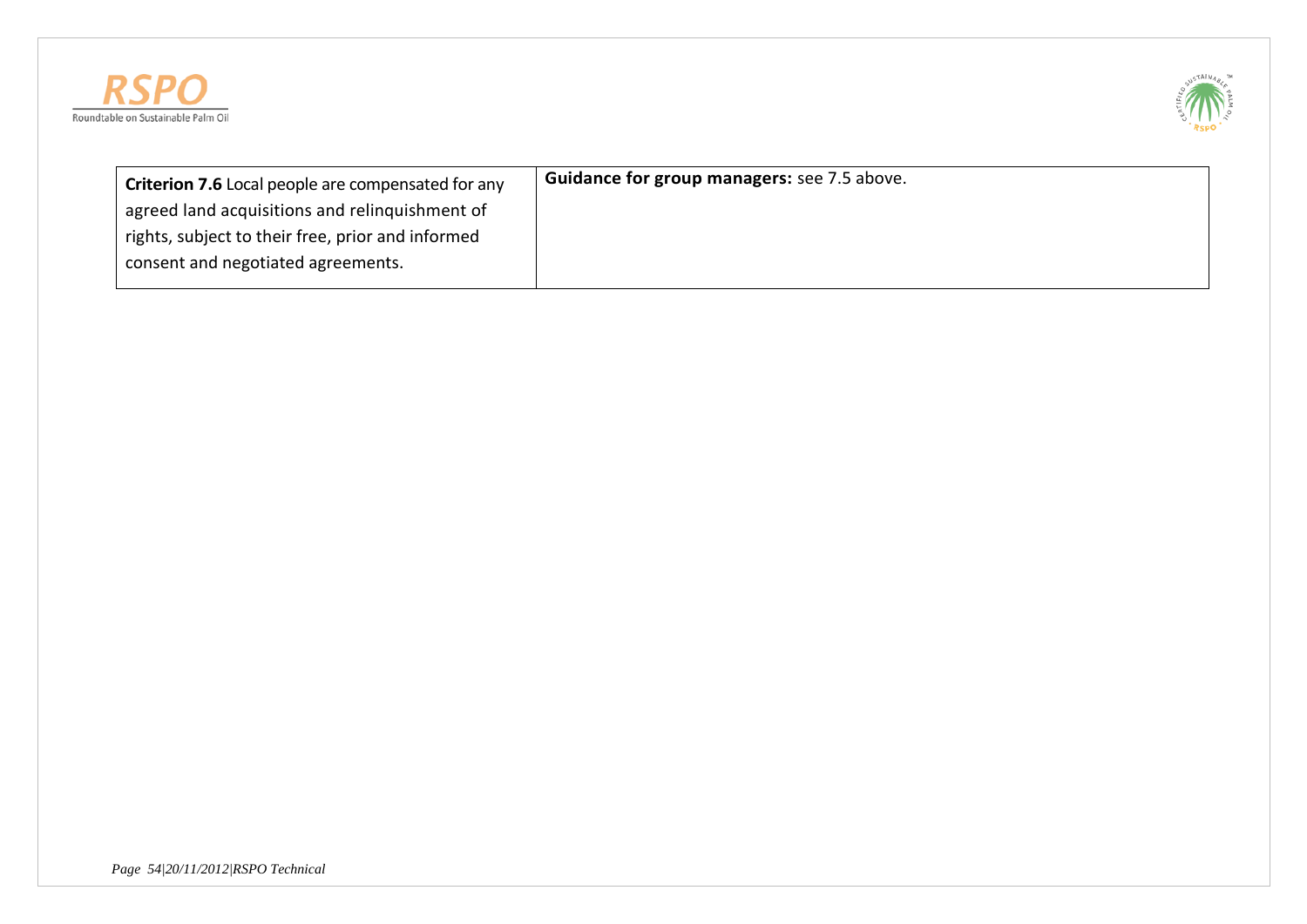| **Criterion 7.6** Local people are compensated for any agreed land acquisitions and relinquishment of rights, subject to their free, prior and informed consent and negotiated agreements. | **Guidance for group managers:** see 7.5 above. |
|---|---|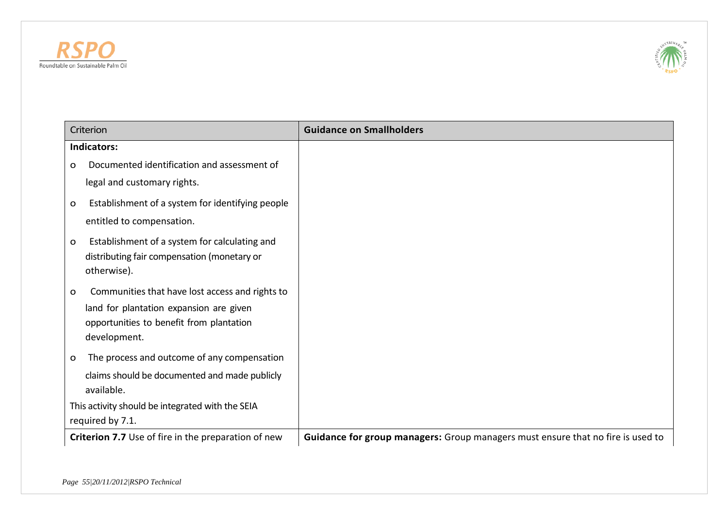| Criterion | Guidance on Smallholders |
| --- | --- |
| **Indicators:**<br>o Documented identification and assessment of legal and customary rights.<br>o Establishment of a system for identifying people entitled to compensation.<br>o Establishment of a system for calculating and distributing fair compensation (monetary or otherwise).<br>o Communities that have lost access and rights to land for plantation expansion are given opportunities to benefit from plantation development.<br>o The process and outcome of any compensation claims should be documented and made publicly available.<br>This activity should be integrated with the SEIA required by 7.1. | |
| **Criterion 7.7** Use of fire in the preparation of new | **Guidance for group managers:** Group managers must ensure that no fire is used to |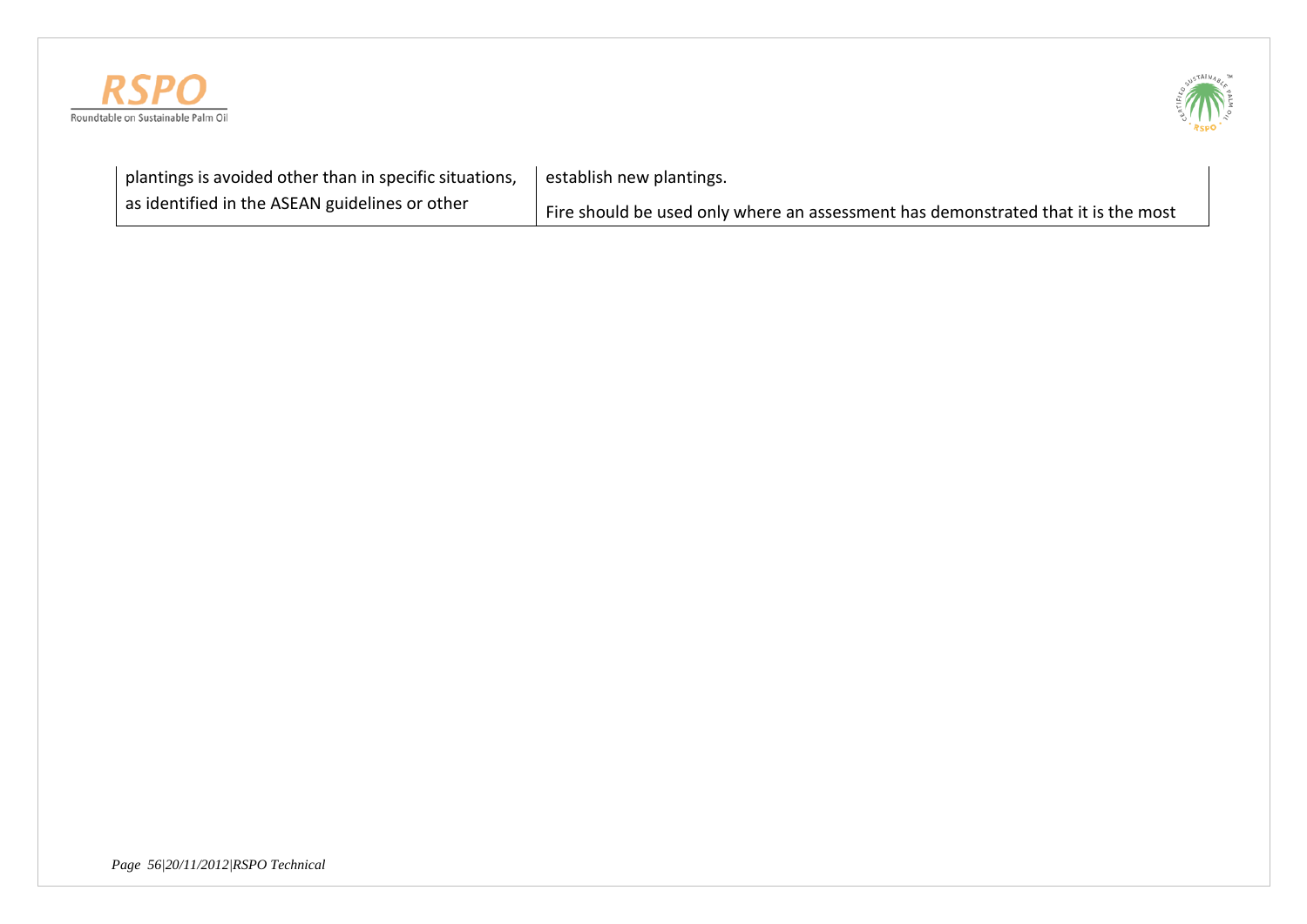| | |
|---|---|
| plantings is avoided other than in specific situations, as identified in the ASEAN guidelines or other | establish new plantings.<br><br>Fire should be used only where an assessment has demonstrated that it is the most |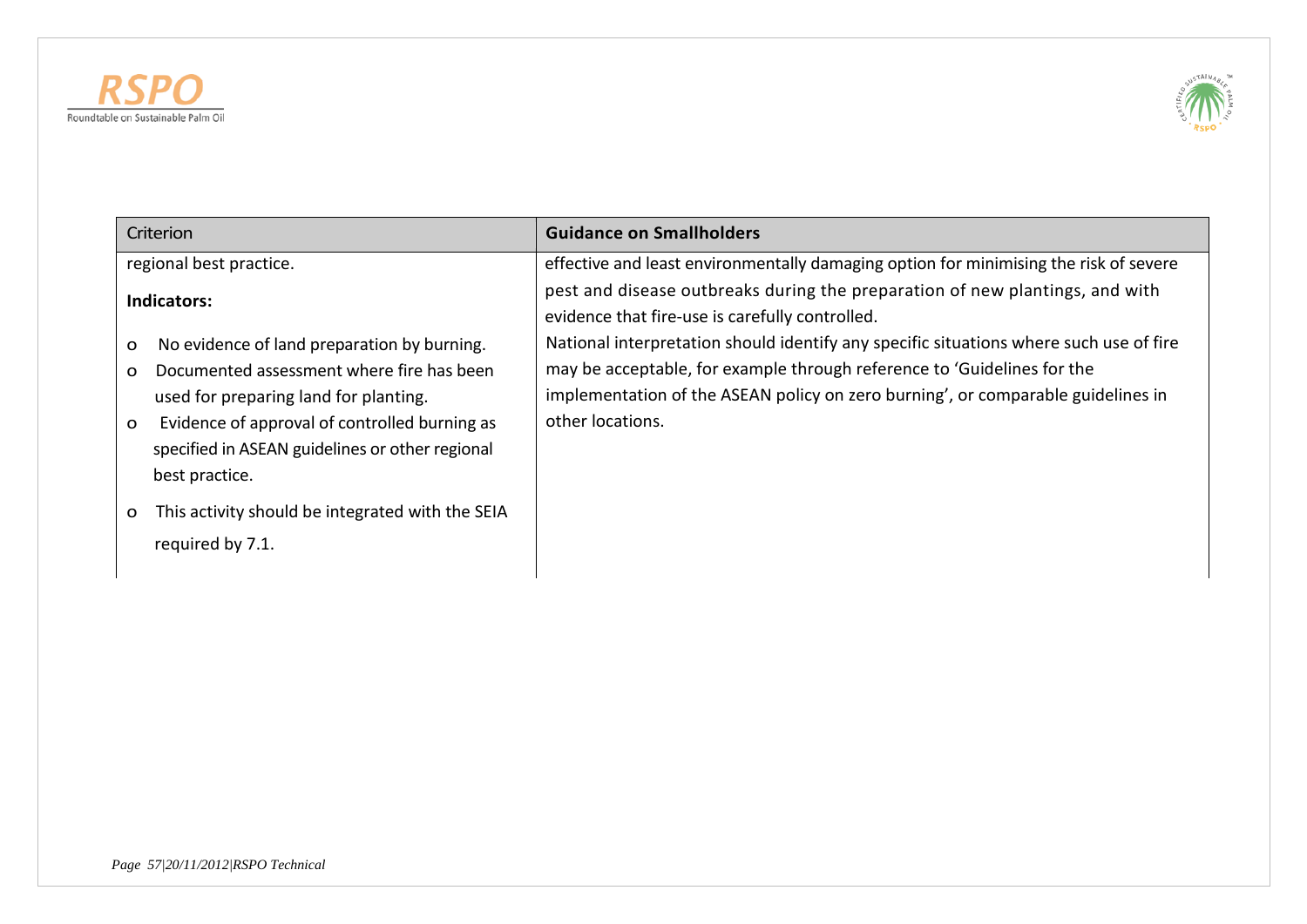| Criterion | Guidance on Smallholders |
|---|---|
| regional best practice.<br><br>**Indicators:**<br><br>o No evidence of land preparation by burning.<br>o Documented assessment where fire has been used for preparing land for planting.<br>o Evidence of approval of controlled burning as specified in ASEAN guidelines or other regional best practice.<br><br>o This activity should be integrated with the SEIA required by 7.1. | effective and least environmentally damaging option for minimising the risk of severe pest and disease outbreaks during the preparation of new plantings, and with evidence that fire-use is carefully controlled.<br>National interpretation should identify any specific situations where such use of fire may be acceptable, for example through reference to 'Guidelines for the implementation of the ASEAN policy on zero burning', or comparable guidelines in other locations. |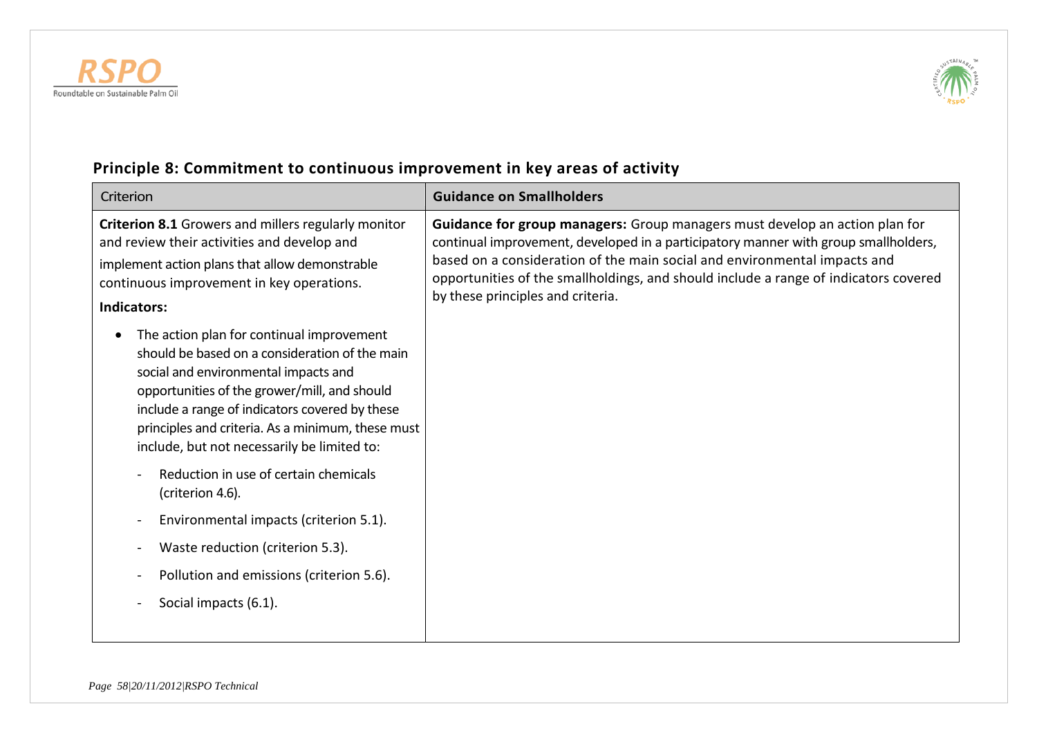## Principle 8: Commitment to continuous improvement in key areas of activity

| Criterion | **Guidance on Smallholders** |
| --- | --- |
| **Criterion 8.1** Growers and millers regularly monitor and review their activities and develop and implement action plans that allow demonstrable continuous improvement in key operations.<br><br>**Indicators:**<br><br>• The action plan for continual improvement should be based on a consideration of the main social and environmental impacts and opportunities of the grower/mill, and should include a range of indicators covered by these principles and criteria. As a minimum, these must include, but not necessarily be limited to:<br><br>- Reduction in use of certain chemicals (criterion 4.6).<br>- Environmental impacts (criterion 5.1).<br>- Waste reduction (criterion 5.3).<br>- Pollution and emissions (criterion 5.6).<br>- Social impacts (6.1). | **Guidance for group managers:** Group managers must develop an action plan for continual improvement, developed in a participatory manner with group smallholders, based on a consideration of the main social and environmental impacts and opportunities of the smallholdings, and should include a range of indicators covered by these principles and criteria. |